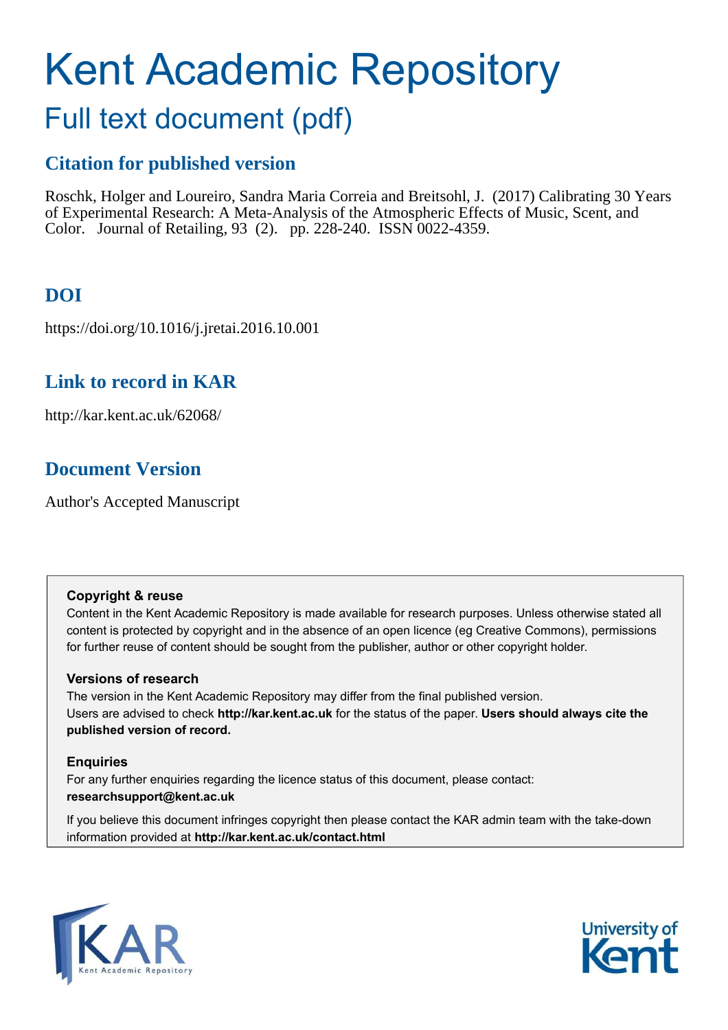# Kent Academic Repository

## Full text document (pdf)

### Citation for published version

Roschk, Holger and Loureiro, Sandra Maria Correia and Breitsohl, J. (2017) Calibrating 30 Years of Experimental Research: A Meta-Analysis of the Atmospheric Effects of Music, Scent, and Color. Journal of Retailing, 93 (2). pp. 228-240. ISSN 0022-4359.

### DOI

https://doi.org/10.1016/j.jretai.2016.10.001

### Link to record in KAR

http://kar.kent.ac.uk/62068/

### Document Version

Author's Accepted Manuscript

**Copyright & reuse**

Content in the Kent Academic Repository is made available for research purposes. Unless otherwise stated all content is protected by copyright and in the absence of an open licence (eg Creative Commons), permissions for further reuse of content should be sought from the publisher, author or other copyright holder.

**Versions of research**

The version in the Kent Academic Repository may differ from the final published version. Users are advised to check **http://kar.kent.ac.uk** for the status of the paper. **Users should always cite the published version of record.**

**Enquiries**

For any further enquiries regarding the licence status of this document, please contact: **researchsupport@kent.ac.uk**

If you believe this document infringes copyright then please contact the KAR admin team with the take-down information provided at **http://kar.kent.ac.uk/contact.html**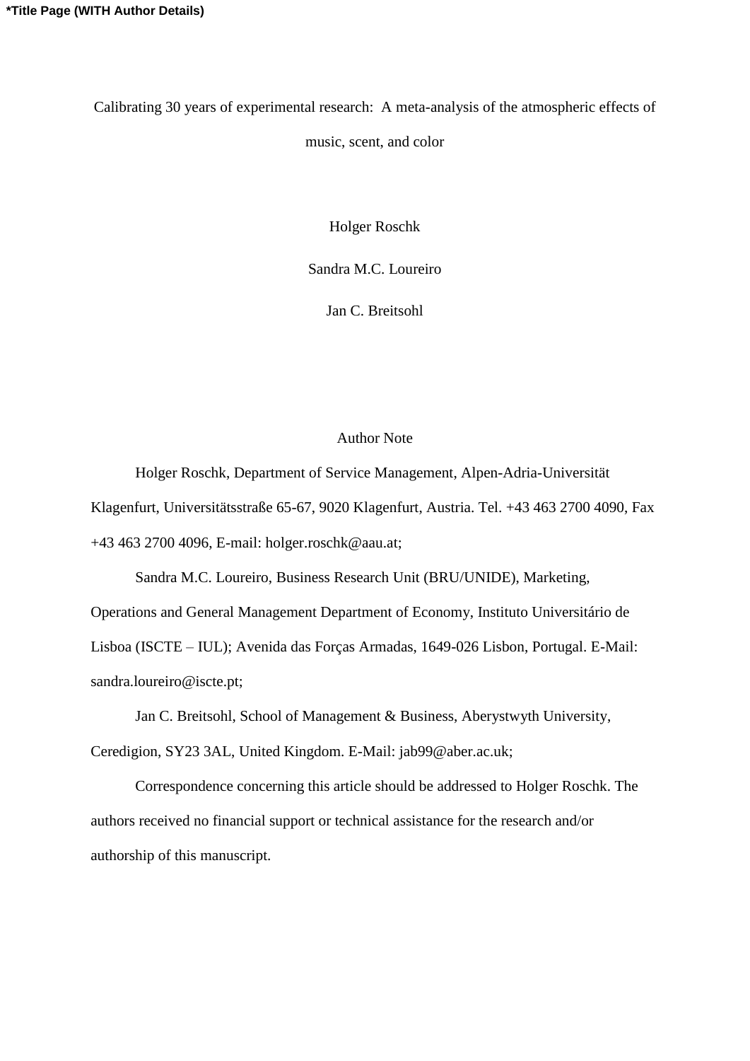*Title Page (WITH Author Details)

# Calibrating 30 years of experimental research: A meta-analysis of the atmospheric effects of music, scent, and color

Holger Roschk

Sandra M.C. Loureiro

Jan C. Breitsohl

## Author Note

Holger Roschk, Department of Service Management, Alpen-Adria-Universität Klagenfurt, Universitätsstraße 65-67, 9020 Klagenfurt, Austria. Tel. +43 463 2700 4090, Fax +43 463 2700 4096, E-mail: holger.roschk@aau.at;

Sandra M.C. Loureiro, Business Research Unit (BRU/UNIDE), Marketing, Operations and General Management Department of Economy, Instituto Universitário de Lisboa (ISCTE – IUL); Avenida das Forças Armadas, 1649-026 Lisbon, Portugal. E-Mail: sandra.loureiro@iscte.pt;

Jan C. Breitsohl, School of Management & Business, Aberystwyth University, Ceredigion, SY23 3AL, United Kingdom. E-Mail: jab99@aber.ac.uk;

Correspondence concerning this article should be addressed to Holger Roschk. The authors received no financial support or technical assistance for the research and/or authorship of this manuscript.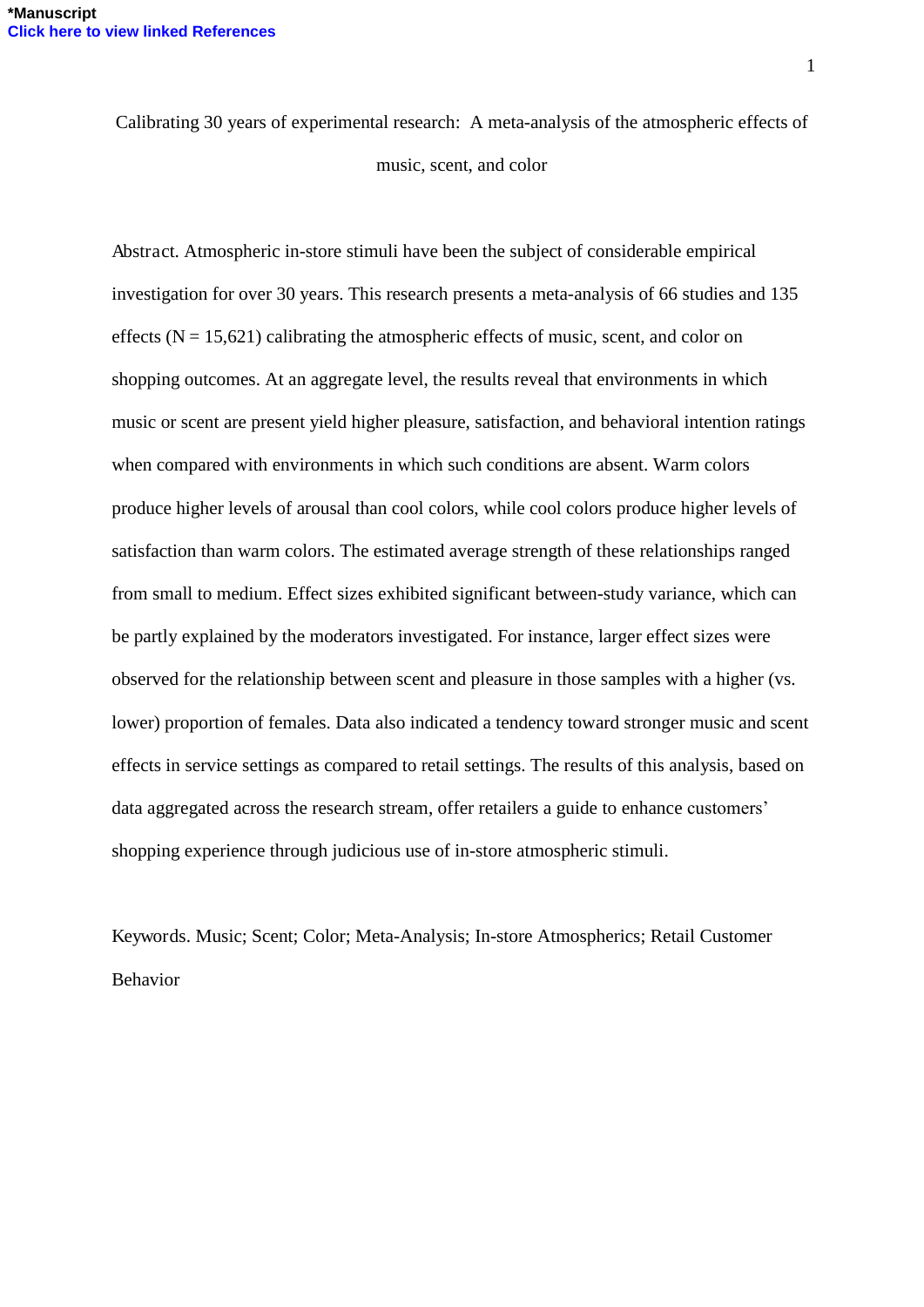*Manuscript

Click here to view linked References

# Calibrating 30 years of experimental research: A meta-analysis of the atmospheric effects of music, scent, and color

Abstract. Atmospheric in-store stimuli have been the subject of considerable empirical investigation for over 30 years. This research presents a meta-analysis of 66 studies and 135 effects (N = 15,621) calibrating the atmospheric effects of music, scent, and color on shopping outcomes. At an aggregate level, the results reveal that environments in which music or scent are present yield higher pleasure, satisfaction, and behavioral intention ratings when compared with environments in which such conditions are absent. Warm colors produce higher levels of arousal than cool colors, while cool colors produce higher levels of satisfaction than warm colors. The estimated average strength of these relationships ranged from small to medium. Effect sizes exhibited significant between-study variance, which can be partly explained by the moderators investigated. For instance, larger effect sizes were observed for the relationship between scent and pleasure in those samples with a higher (vs. lower) proportion of females. Data also indicated a tendency toward stronger music and scent effects in service settings as compared to retail settings. The results of this analysis, based on data aggregated across the research stream, offer retailers a guide to enhance customers' shopping experience through judicious use of in-store atmospheric stimuli.

Keywords. Music; Scent; Color; Meta-Analysis; In-store Atmospherics; Retail Customer Behavior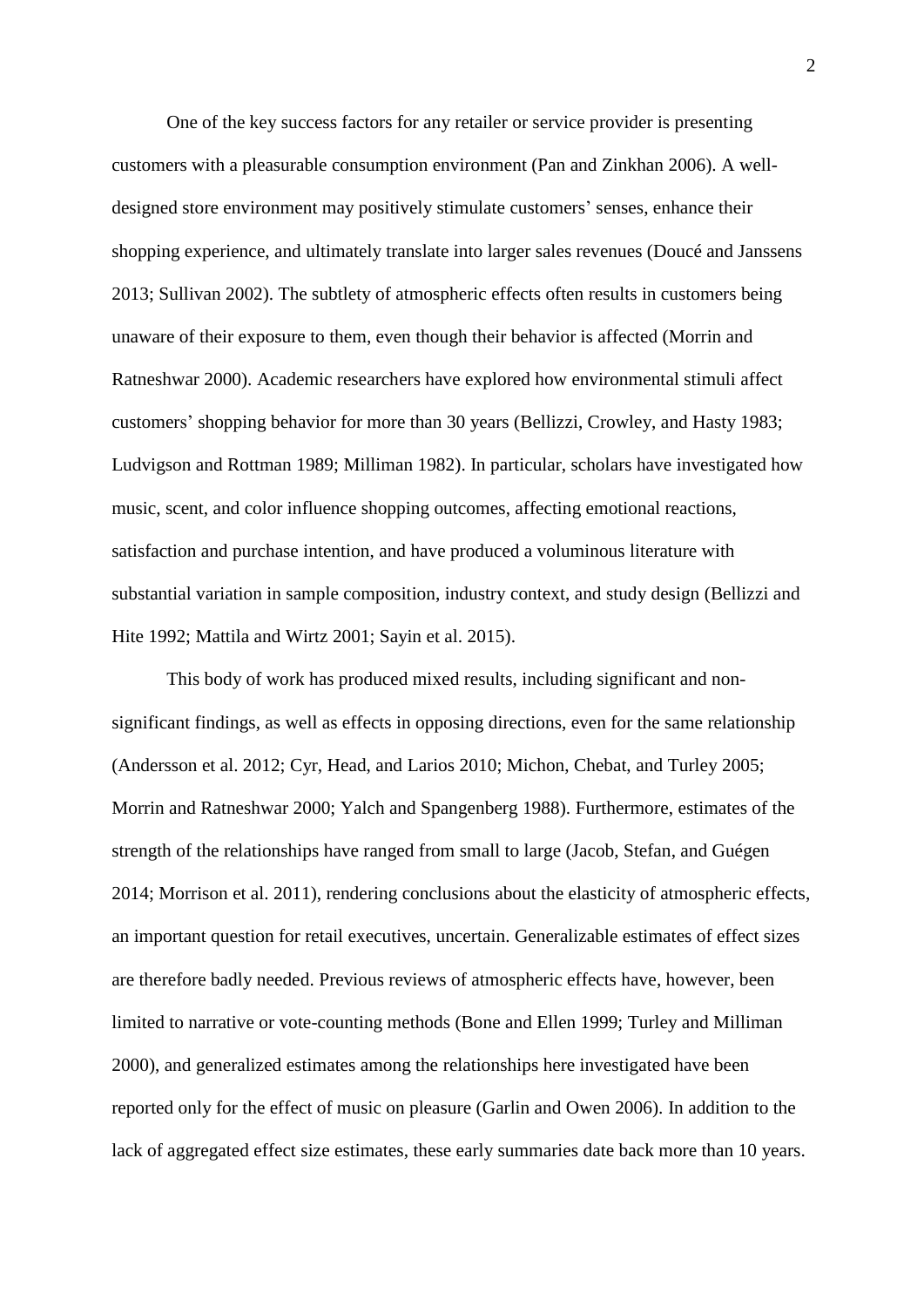One of the key success factors for any retailer or service provider is presenting customers with a pleasurable consumption environment (Pan and Zinkhan 2006). A well-designed store environment may positively stimulate customers' senses, enhance their shopping experience, and ultimately translate into larger sales revenues (Doucé and Janssens 2013; Sullivan 2002). The subtlety of atmospheric effects often results in customers being unaware of their exposure to them, even though their behavior is affected (Morrin and Ratneshwar 2000). Academic researchers have explored how environmental stimuli affect customers' shopping behavior for more than 30 years (Bellizzi, Crowley, and Hasty 1983; Ludvigson and Rottman 1989; Milliman 1982). In particular, scholars have investigated how music, scent, and color influence shopping outcomes, affecting emotional reactions, satisfaction and purchase intention, and have produced a voluminous literature with substantial variation in sample composition, industry context, and study design (Bellizzi and Hite 1992; Mattila and Wirtz 2001; Sayin et al. 2015).

This body of work has produced mixed results, including significant and non-significant findings, as well as effects in opposing directions, even for the same relationship (Andersson et al. 2012; Cyr, Head, and Larios 2010; Michon, Chebat, and Turley 2005; Morrin and Ratneshwar 2000; Yalch and Spangenberg 1988). Furthermore, estimates of the strength of the relationships have ranged from small to large (Jacob, Stefan, and Guégen 2014; Morrison et al. 2011), rendering conclusions about the elasticity of atmospheric effects, an important question for retail executives, uncertain. Generalizable estimates of effect sizes are therefore badly needed. Previous reviews of atmospheric effects have, however, been limited to narrative or vote-counting methods (Bone and Ellen 1999; Turley and Milliman 2000), and generalized estimates among the relationships here investigated have been reported only for the effect of music on pleasure (Garlin and Owen 2006). In addition to the lack of aggregated effect size estimates, these early summaries date back more than 10 years.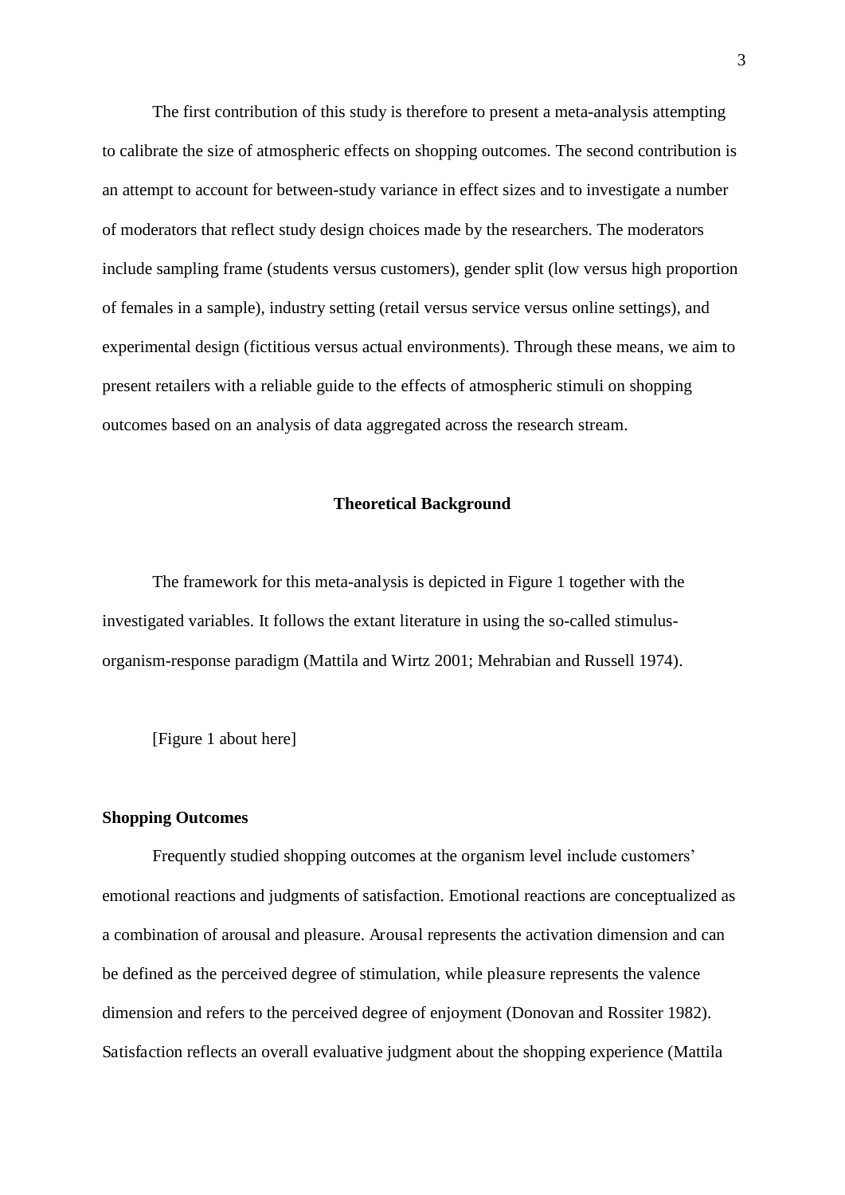The first contribution of this study is therefore to present a meta-analysis attempting to calibrate the size of atmospheric effects on shopping outcomes. The second contribution is an attempt to account for between-study variance in effect sizes and to investigate a number of moderators that reflect study design choices made by the researchers. The moderators include sampling frame (students versus customers), gender split (low versus high proportion of females in a sample), industry setting (retail versus service versus online settings), and experimental design (fictitious versus actual environments). Through these means, we aim to present retailers with a reliable guide to the effects of atmospheric stimuli on shopping outcomes based on an analysis of data aggregated across the research stream.

## Theoretical Background

The framework for this meta-analysis is depicted in Figure 1 together with the investigated variables. It follows the extant literature in using the so-called stimulus-organism-response paradigm (Mattila and Wirtz 2001; Mehrabian and Russell 1974).

[Figure 1 about here]

### Shopping Outcomes

Frequently studied shopping outcomes at the organism level include customers' emotional reactions and judgments of satisfaction. Emotional reactions are conceptualized as a combination of arousal and pleasure. Arousal represents the activation dimension and can be defined as the perceived degree of stimulation, while pleasure represents the valence dimension and refers to the perceived degree of enjoyment (Donovan and Rossiter 1982). Satisfaction reflects an overall evaluative judgment about the shopping experience (Mattila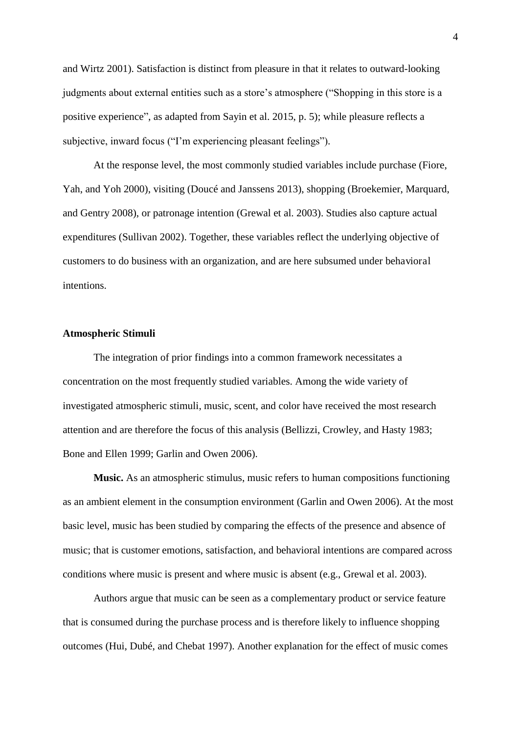and Wirtz 2001). Satisfaction is distinct from pleasure in that it relates to outward-looking judgments about external entities such as a store's atmosphere ("Shopping in this store is a positive experience", as adapted from Sayin et al. 2015, p. 5); while pleasure reflects a subjective, inward focus ("I'm experiencing pleasant feelings").

At the response level, the most commonly studied variables include purchase (Fiore, Yah, and Yoh 2000), visiting (Doucé and Janssens 2013), shopping (Broekemier, Marquard, and Gentry 2008), or patronage intention (Grewal et al. 2003). Studies also capture actual expenditures (Sullivan 2002). Together, these variables reflect the underlying objective of customers to do business with an organization, and are here subsumed under behavioral intentions.

### Atmospheric Stimuli

The integration of prior findings into a common framework necessitates a concentration on the most frequently studied variables. Among the wide variety of investigated atmospheric stimuli, music, scent, and color have received the most research attention and are therefore the focus of this analysis (Bellizzi, Crowley, and Hasty 1983; Bone and Ellen 1999; Garlin and Owen 2006).

**Music.** As an atmospheric stimulus, music refers to human compositions functioning as an ambient element in the consumption environment (Garlin and Owen 2006). At the most basic level, music has been studied by comparing the effects of the presence and absence of music; that is customer emotions, satisfaction, and behavioral intentions are compared across conditions where music is present and where music is absent (e.g., Grewal et al. 2003).

Authors argue that music can be seen as a complementary product or service feature that is consumed during the purchase process and is therefore likely to influence shopping outcomes (Hui, Dubé, and Chebat 1997). Another explanation for the effect of music comes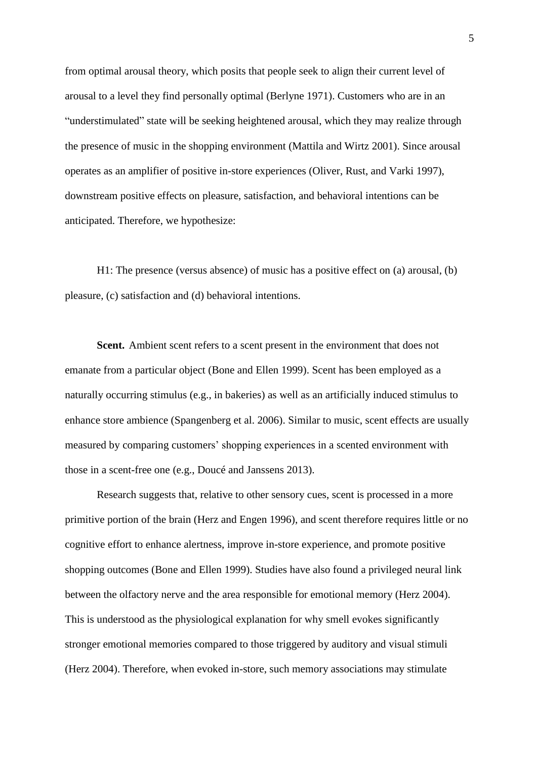from optimal arousal theory, which posits that people seek to align their current level of arousal to a level they find personally optimal (Berlyne 1971). Customers who are in an "understimulated" state will be seeking heightened arousal, which they may realize through the presence of music in the shopping environment (Mattila and Wirtz 2001). Since arousal operates as an amplifier of positive in-store experiences (Oliver, Rust, and Varki 1997), downstream positive effects on pleasure, satisfaction, and behavioral intentions can be anticipated. Therefore, we hypothesize:

H1: The presence (versus absence) of music has a positive effect on (a) arousal, (b) pleasure, (c) satisfaction and (d) behavioral intentions.

**Scent.** Ambient scent refers to a scent present in the environment that does not emanate from a particular object (Bone and Ellen 1999). Scent has been employed as a naturally occurring stimulus (e.g., in bakeries) as well as an artificially induced stimulus to enhance store ambience (Spangenberg et al. 2006). Similar to music, scent effects are usually measured by comparing customers' shopping experiences in a scented environment with those in a scent-free one (e.g., Doucé and Janssens 2013).

Research suggests that, relative to other sensory cues, scent is processed in a more primitive portion of the brain (Herz and Engen 1996), and scent therefore requires little or no cognitive effort to enhance alertness, improve in-store experience, and promote positive shopping outcomes (Bone and Ellen 1999). Studies have also found a privileged neural link between the olfactory nerve and the area responsible for emotional memory (Herz 2004). This is understood as the physiological explanation for why smell evokes significantly stronger emotional memories compared to those triggered by auditory and visual stimuli (Herz 2004). Therefore, when evoked in-store, such memory associations may stimulate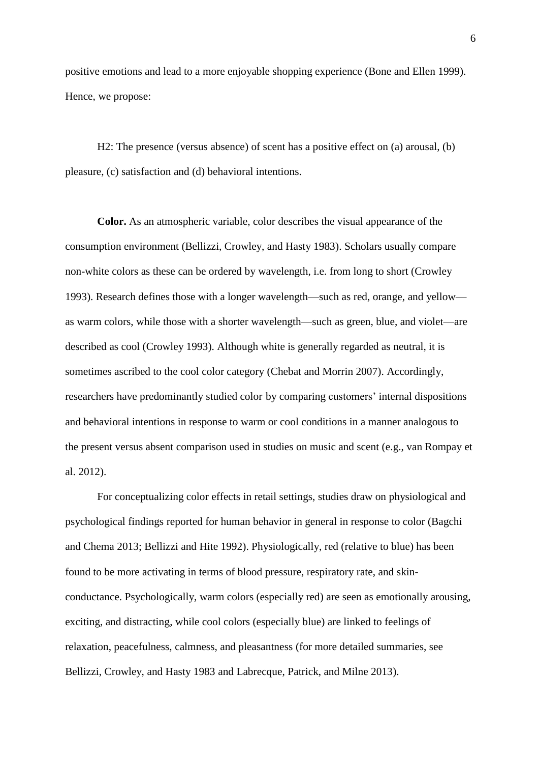positive emotions and lead to a more enjoyable shopping experience (Bone and Ellen 1999). Hence, we propose:

H2: The presence (versus absence) of scent has a positive effect on (a) arousal, (b) pleasure, (c) satisfaction and (d) behavioral intentions.

**Color.** As an atmospheric variable, color describes the visual appearance of the consumption environment (Bellizzi, Crowley, and Hasty 1983). Scholars usually compare non-white colors as these can be ordered by wavelength, i.e. from long to short (Crowley 1993). Research defines those with a longer wavelength—such as red, orange, and yellow—as warm colors, while those with a shorter wavelength—such as green, blue, and violet—are described as cool (Crowley 1993). Although white is generally regarded as neutral, it is sometimes ascribed to the cool color category (Chebat and Morrin 2007). Accordingly, researchers have predominantly studied color by comparing customers' internal dispositions and behavioral intentions in response to warm or cool conditions in a manner analogous to the present versus absent comparison used in studies on music and scent (e.g., van Rompay et al. 2012).

For conceptualizing color effects in retail settings, studies draw on physiological and psychological findings reported for human behavior in general in response to color (Bagchi and Chema 2013; Bellizzi and Hite 1992). Physiologically, red (relative to blue) has been found to be more activating in terms of blood pressure, respiratory rate, and skin-conductance. Psychologically, warm colors (especially red) are seen as emotionally arousing, exciting, and distracting, while cool colors (especially blue) are linked to feelings of relaxation, peacefulness, calmness, and pleasantness (for more detailed summaries, see Bellizzi, Crowley, and Hasty 1983 and Labrecque, Patrick, and Milne 2013).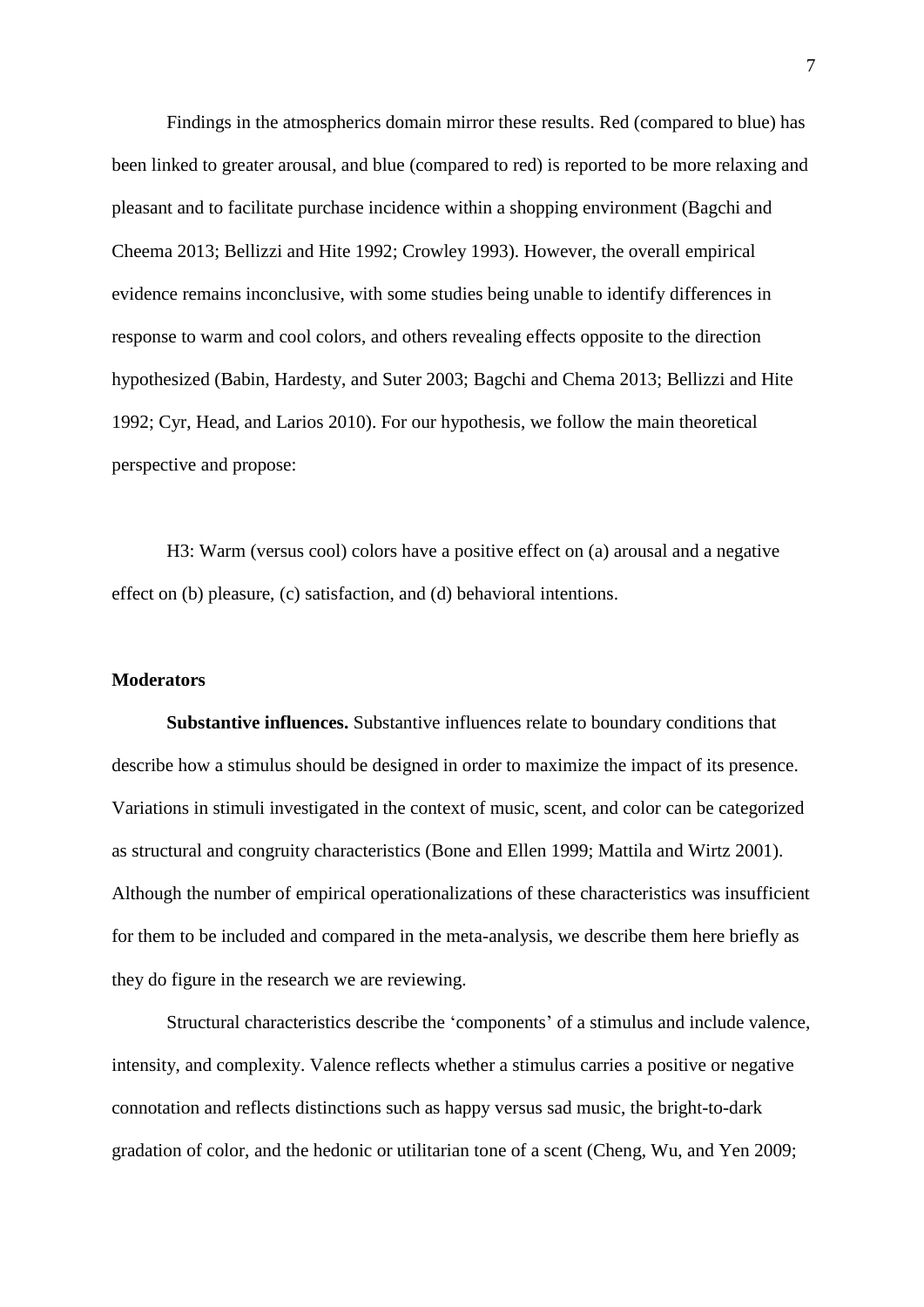Findings in the atmospherics domain mirror these results. Red (compared to blue) has been linked to greater arousal, and blue (compared to red) is reported to be more relaxing and pleasant and to facilitate purchase incidence within a shopping environment (Bagchi and Cheema 2013; Bellizzi and Hite 1992; Crowley 1993). However, the overall empirical evidence remains inconclusive, with some studies being unable to identify differences in response to warm and cool colors, and others revealing effects opposite to the direction hypothesized (Babin, Hardesty, and Suter 2003; Bagchi and Chema 2013; Bellizzi and Hite 1992; Cyr, Head, and Larios 2010). For our hypothesis, we follow the main theoretical perspective and propose:

H3: Warm (versus cool) colors have a positive effect on (a) arousal and a negative effect on (b) pleasure, (c) satisfaction, and (d) behavioral intentions.

### Moderators

**Substantive influences.** Substantive influences relate to boundary conditions that describe how a stimulus should be designed in order to maximize the impact of its presence. Variations in stimuli investigated in the context of music, scent, and color can be categorized as structural and congruity characteristics (Bone and Ellen 1999; Mattila and Wirtz 2001). Although the number of empirical operationalizations of these characteristics was insufficient for them to be included and compared in the meta-analysis, we describe them here briefly as they do figure in the research we are reviewing.

Structural characteristics describe the 'components' of a stimulus and include valence, intensity, and complexity. Valence reflects whether a stimulus carries a positive or negative connotation and reflects distinctions such as happy versus sad music, the bright-to-dark gradation of color, and the hedonic or utilitarian tone of a scent (Cheng, Wu, and Yen 2009;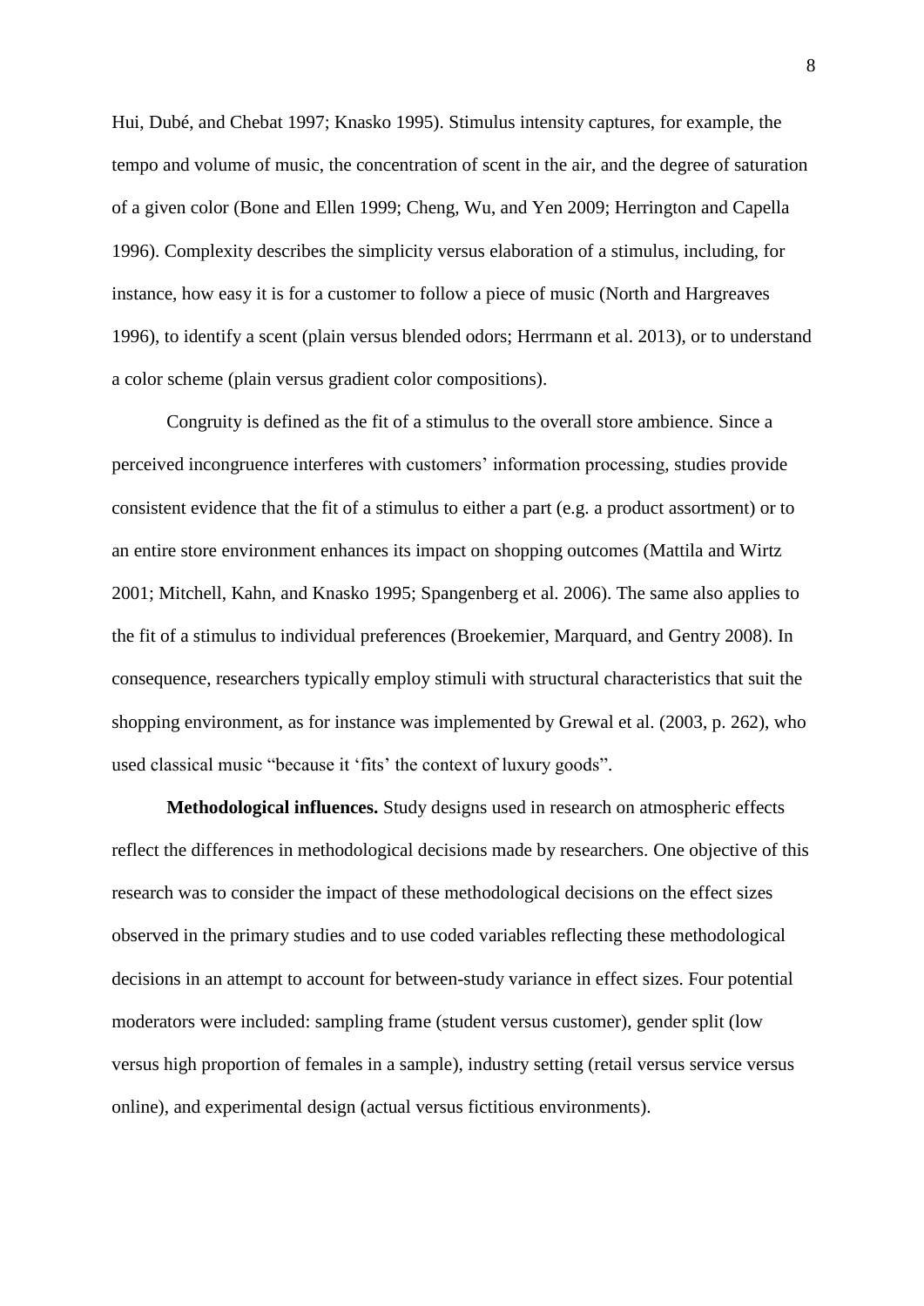Hui, Dubé, and Chebat 1997; Knasko 1995). Stimulus intensity captures, for example, the tempo and volume of music, the concentration of scent in the air, and the degree of saturation of a given color (Bone and Ellen 1999; Cheng, Wu, and Yen 2009; Herrington and Capella 1996). Complexity describes the simplicity versus elaboration of a stimulus, including, for instance, how easy it is for a customer to follow a piece of music (North and Hargreaves 1996), to identify a scent (plain versus blended odors; Herrmann et al. 2013), or to understand a color scheme (plain versus gradient color compositions).

Congruity is defined as the fit of a stimulus to the overall store ambience. Since a perceived incongruence interferes with customers' information processing, studies provide consistent evidence that the fit of a stimulus to either a part (e.g. a product assortment) or to an entire store environment enhances its impact on shopping outcomes (Mattila and Wirtz 2001; Mitchell, Kahn, and Knasko 1995; Spangenberg et al. 2006). The same also applies to the fit of a stimulus to individual preferences (Broekemier, Marquard, and Gentry 2008). In consequence, researchers typically employ stimuli with structural characteristics that suit the shopping environment, as for instance was implemented by Grewal et al. (2003, p. 262), who used classical music "because it 'fits' the context of luxury goods".

**Methodological influences.** Study designs used in research on atmospheric effects reflect the differences in methodological decisions made by researchers. One objective of this research was to consider the impact of these methodological decisions on the effect sizes observed in the primary studies and to use coded variables reflecting these methodological decisions in an attempt to account for between-study variance in effect sizes. Four potential moderators were included: sampling frame (student versus customer), gender split (low versus high proportion of females in a sample), industry setting (retail versus service versus online), and experimental design (actual versus fictitious environments).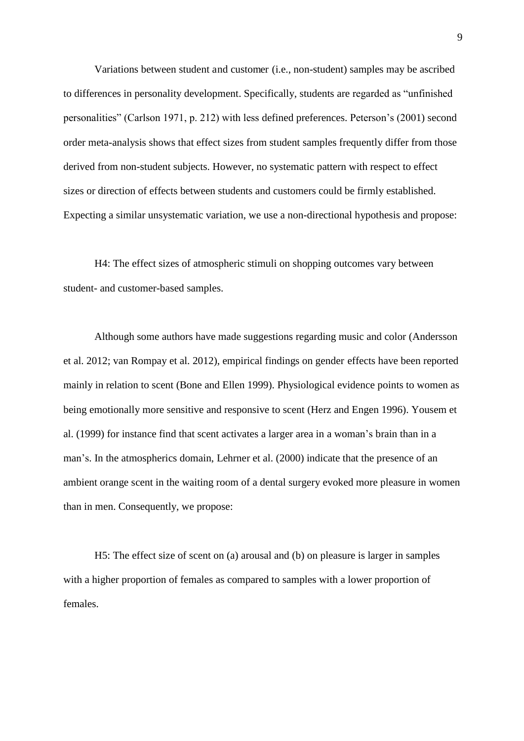Variations between student and customer (i.e., non-student) samples may be ascribed to differences in personality development. Specifically, students are regarded as "unfinished personalities" (Carlson 1971, p. 212) with less defined preferences. Peterson's (2001) second order meta-analysis shows that effect sizes from student samples frequently differ from those derived from non-student subjects. However, no systematic pattern with respect to effect sizes or direction of effects between students and customers could be firmly established. Expecting a similar unsystematic variation, we use a non-directional hypothesis and propose:

H4: The effect sizes of atmospheric stimuli on shopping outcomes vary between student- and customer-based samples.

Although some authors have made suggestions regarding music and color (Andersson et al. 2012; van Rompay et al. 2012), empirical findings on gender effects have been reported mainly in relation to scent (Bone and Ellen 1999). Physiological evidence points to women as being emotionally more sensitive and responsive to scent (Herz and Engen 1996). Yousem et al. (1999) for instance find that scent activates a larger area in a woman's brain than in a man's. In the atmospherics domain, Lehrner et al. (2000) indicate that the presence of an ambient orange scent in the waiting room of a dental surgery evoked more pleasure in women than in men. Consequently, we propose:

H5: The effect size of scent on (a) arousal and (b) on pleasure is larger in samples with a higher proportion of females as compared to samples with a lower proportion of females.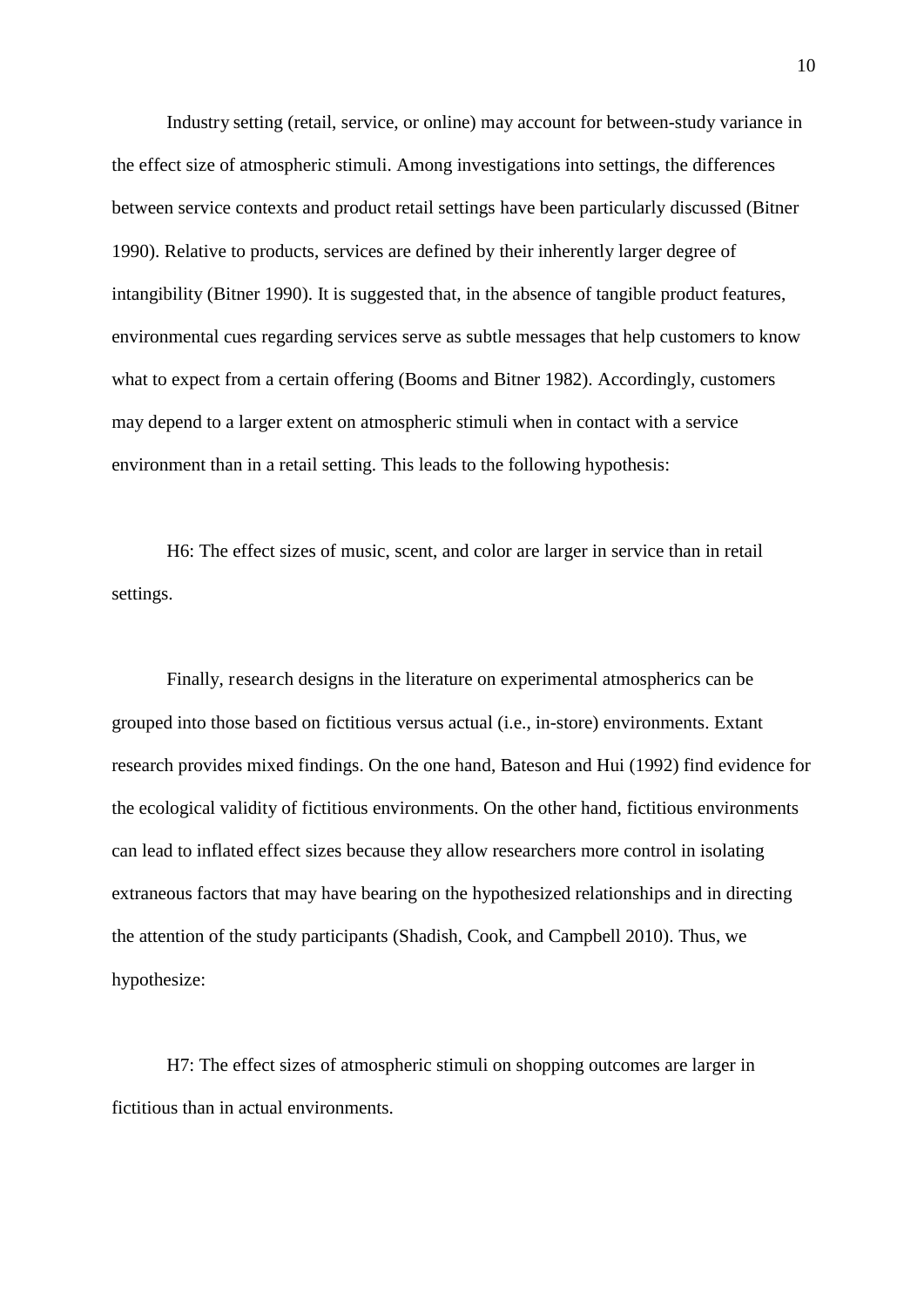Industry setting (retail, service, or online) may account for between-study variance in the effect size of atmospheric stimuli. Among investigations into settings, the differences between service contexts and product retail settings have been particularly discussed (Bitner 1990). Relative to products, services are defined by their inherently larger degree of intangibility (Bitner 1990). It is suggested that, in the absence of tangible product features, environmental cues regarding services serve as subtle messages that help customers to know what to expect from a certain offering (Booms and Bitner 1982). Accordingly, customers may depend to a larger extent on atmospheric stimuli when in contact with a service environment than in a retail setting. This leads to the following hypothesis:

H6: The effect sizes of music, scent, and color are larger in service than in retail settings.

Finally, research designs in the literature on experimental atmospherics can be grouped into those based on fictitious versus actual (i.e., in-store) environments. Extant research provides mixed findings. On the one hand, Bateson and Hui (1992) find evidence for the ecological validity of fictitious environments. On the other hand, fictitious environments can lead to inflated effect sizes because they allow researchers more control in isolating extraneous factors that may have bearing on the hypothesized relationships and in directing the attention of the study participants (Shadish, Cook, and Campbell 2010). Thus, we hypothesize:

H7: The effect sizes of atmospheric stimuli on shopping outcomes are larger in fictitious than in actual environments.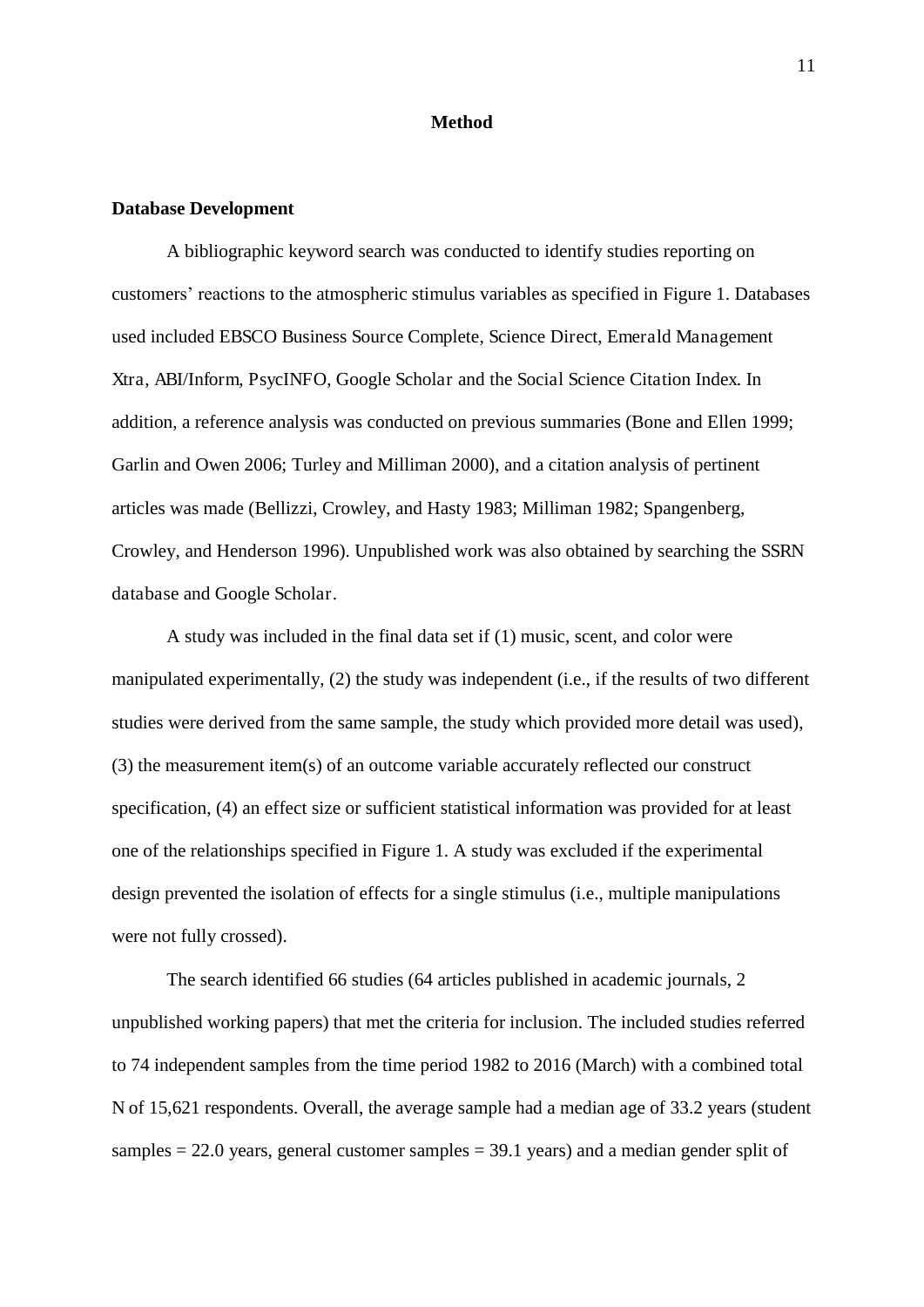# Method

## Database Development

A bibliographic keyword search was conducted to identify studies reporting on customers' reactions to the atmospheric stimulus variables as specified in Figure 1. Databases used included EBSCO Business Source Complete, Science Direct, Emerald Management Xtra, ABI/Inform, PsycINFO, Google Scholar and the Social Science Citation Index. In addition, a reference analysis was conducted on previous summaries (Bone and Ellen 1999; Garlin and Owen 2006; Turley and Milliman 2000), and a citation analysis of pertinent articles was made (Bellizzi, Crowley, and Hasty 1983; Milliman 1982; Spangenberg, Crowley, and Henderson 1996). Unpublished work was also obtained by searching the SSRN database and Google Scholar.

A study was included in the final data set if (1) music, scent, and color were manipulated experimentally, (2) the study was independent (i.e., if the results of two different studies were derived from the same sample, the study which provided more detail was used), (3) the measurement item(s) of an outcome variable accurately reflected our construct specification, (4) an effect size or sufficient statistical information was provided for at least one of the relationships specified in Figure 1. A study was excluded if the experimental design prevented the isolation of effects for a single stimulus (i.e., multiple manipulations were not fully crossed).

The search identified 66 studies (64 articles published in academic journals, 2 unpublished working papers) that met the criteria for inclusion. The included studies referred to 74 independent samples from the time period 1982 to 2016 (March) with a combined total N of 15,621 respondents. Overall, the average sample had a median age of 33.2 years (student samples = 22.0 years, general customer samples = 39.1 years) and a median gender split of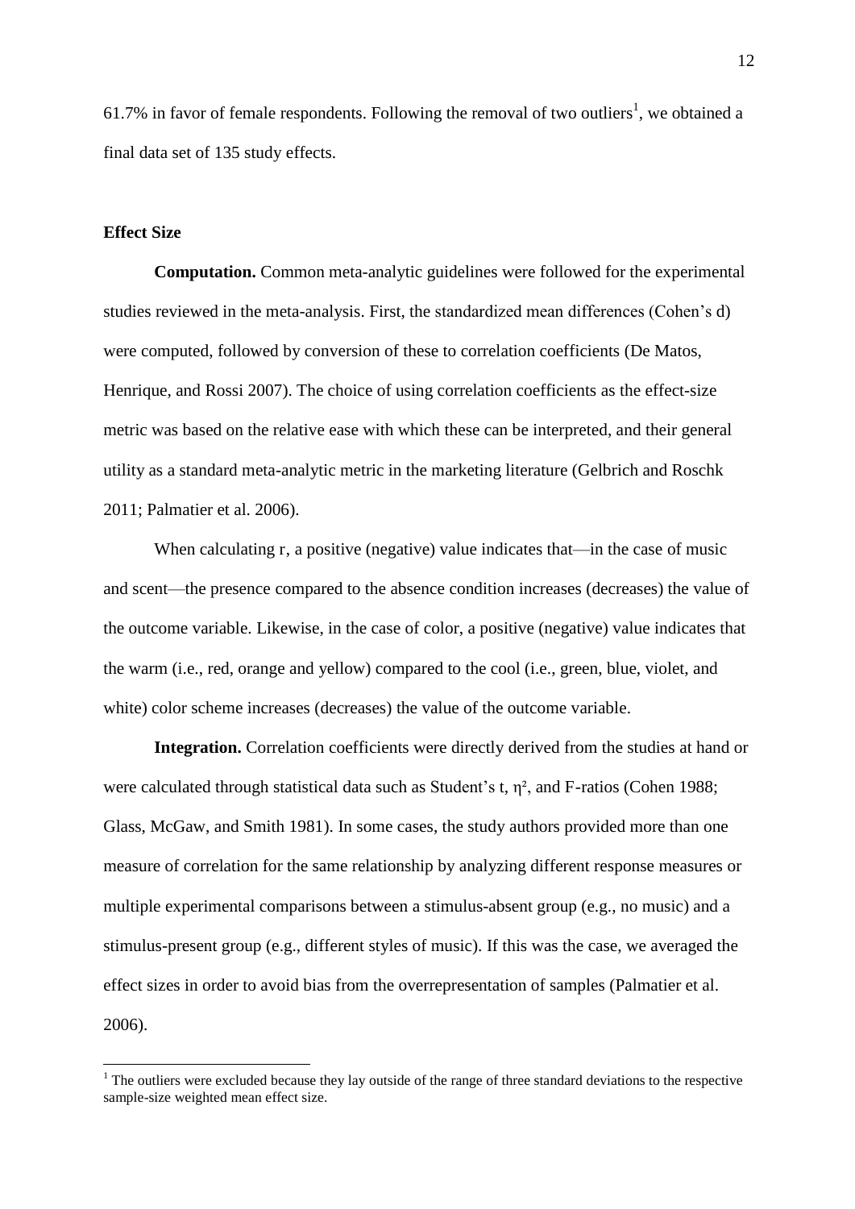61.7% in favor of female respondents. Following the removal of two outliers[1], we obtained a final data set of 135 study effects.

## Effect Size

**Computation.** Common meta-analytic guidelines were followed for the experimental studies reviewed in the meta-analysis. First, the standardized mean differences (Cohen's d) were computed, followed by conversion of these to correlation coefficients (De Matos, Henrique, and Rossi 2007). The choice of using correlation coefficients as the effect-size metric was based on the relative ease with which these can be interpreted, and their general utility as a standard meta-analytic metric in the marketing literature (Gelbrich and Roschk 2011; Palmatier et al. 2006).

When calculating r, a positive (negative) value indicates that—in the case of music and scent—the presence compared to the absence condition increases (decreases) the value of the outcome variable. Likewise, in the case of color, a positive (negative) value indicates that the warm (i.e., red, orange and yellow) compared to the cool (i.e., green, blue, violet, and white) color scheme increases (decreases) the value of the outcome variable.

**Integration.** Correlation coefficients were directly derived from the studies at hand or were calculated through statistical data such as Student's t, $\eta^2$, and F-ratios (Cohen 1988; Glass, McGaw, and Smith 1981). In some cases, the study authors provided more than one measure of correlation for the same relationship by analyzing different response measures or multiple experimental comparisons between a stimulus-absent group (e.g., no music) and a stimulus-present group (e.g., different styles of music). If this was the case, we averaged the effect sizes in order to avoid bias from the overrepresentation of samples (Palmatier et al. 2006).

[1] The outliers were excluded because they lay outside of the range of three standard deviations to the respective sample-size weighted mean effect size.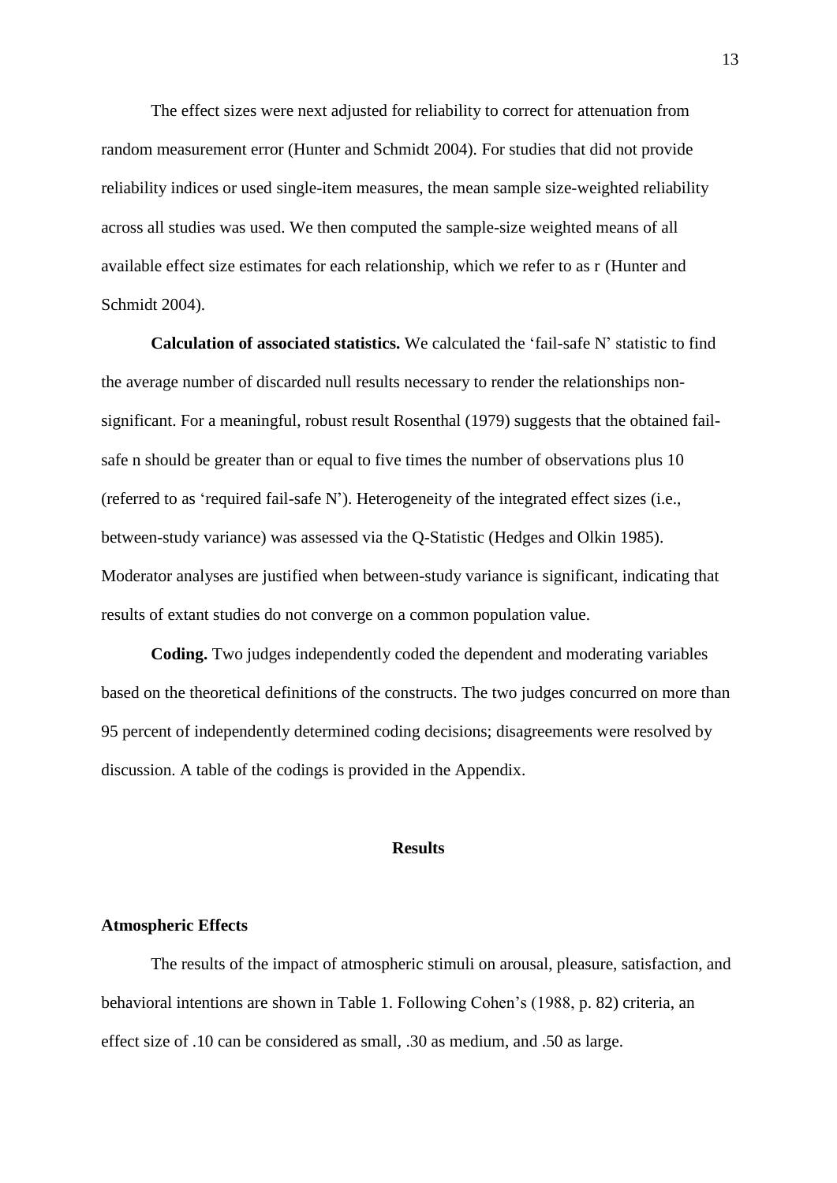The effect sizes were next adjusted for reliability to correct for attenuation from random measurement error (Hunter and Schmidt 2004). For studies that did not provide reliability indices or used single-item measures, the mean sample size-weighted reliability across all studies was used. We then computed the sample-size weighted means of all available effect size estimates for each relationship, which we refer to as r (Hunter and Schmidt 2004).

**Calculation of associated statistics.** We calculated the 'fail-safe N' statistic to find the average number of discarded null results necessary to render the relationships non-significant. For a meaningful, robust result Rosenthal (1979) suggests that the obtained fail-safe n should be greater than or equal to five times the number of observations plus 10 (referred to as 'required fail-safe N'). Heterogeneity of the integrated effect sizes (i.e., between-study variance) was assessed via the Q-Statistic (Hedges and Olkin 1985). Moderator analyses are justified when between-study variance is significant, indicating that results of extant studies do not converge on a common population value.

**Coding.** Two judges independently coded the dependent and moderating variables based on the theoretical definitions of the constructs. The two judges concurred on more than 95 percent of independently determined coding decisions; disagreements were resolved by discussion. A table of the codings is provided in the Appendix.

## Results

### Atmospheric Effects

The results of the impact of atmospheric stimuli on arousal, pleasure, satisfaction, and behavioral intentions are shown in Table 1. Following Cohen's (1988, p. 82) criteria, an effect size of .10 can be considered as small, .30 as medium, and .50 as large.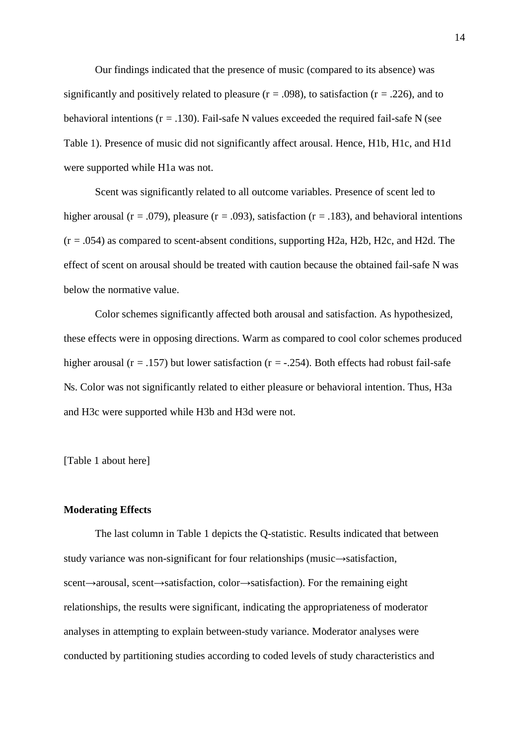Our findings indicated that the presence of music (compared to its absence) was significantly and positively related to pleasure ($r = .098$), to satisfaction ($r = .226$), and to behavioral intentions ($r = .130$). Fail-safe N values exceeded the required fail-safe N (see Table 1). Presence of music did not significantly affect arousal. Hence, H1b, H1c, and H1d were supported while H1a was not.

Scent was significantly related to all outcome variables. Presence of scent led to higher arousal ($r = .079$), pleasure ($r = .093$), satisfaction ($r = .183$), and behavioral intentions ($r = .054$) as compared to scent-absent conditions, supporting H2a, H2b, H2c, and H2d. The effect of scent on arousal should be treated with caution because the obtained fail-safe N was below the normative value.

Color schemes significantly affected both arousal and satisfaction. As hypothesized, these effects were in opposing directions. Warm as compared to cool color schemes produced higher arousal ($r = .157$) but lower satisfaction ($r = -.254$). Both effects had robust fail-safe Ns. Color was not significantly related to either pleasure or behavioral intention. Thus, H3a and H3c were supported while H3b and H3d were not.

[Table 1 about here]

**Moderating Effects**

The last column in Table 1 depicts the Q-statistic. Results indicated that between study variance was non-significant for four relationships (music→satisfaction, scent→arousal, scent→satisfaction, color→satisfaction). For the remaining eight relationships, the results were significant, indicating the appropriateness of moderator analyses in attempting to explain between-study variance. Moderator analyses were conducted by partitioning studies according to coded levels of study characteristics and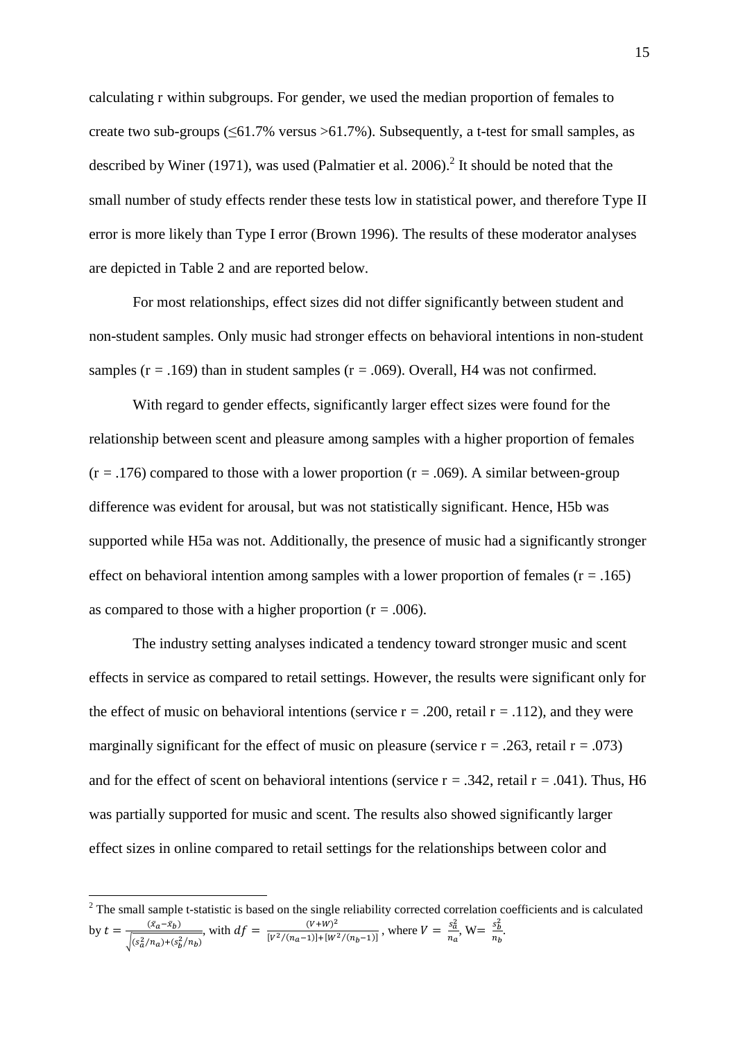calculating r within subgroups. For gender, we used the median proportion of females to create two sub-groups (≤61.7% versus >61.7%). Subsequently, a t-test for small samples, as described by Winer (1971), was used (Palmatier et al. 2006).[2] It should be noted that the small number of study effects render these tests low in statistical power, and therefore Type II error is more likely than Type I error (Brown 1996). The results of these moderator analyses are depicted in Table 2 and are reported below.

For most relationships, effect sizes did not differ significantly between student and non-student samples. Only music had stronger effects on behavioral intentions in non-student samples (r = .169) than in student samples (r = .069). Overall, H4 was not confirmed.

With regard to gender effects, significantly larger effect sizes were found for the relationship between scent and pleasure among samples with a higher proportion of females (r = .176) compared to those with a lower proportion (r = .069). A similar between-group difference was evident for arousal, but was not statistically significant. Hence, H5b was supported while H5a was not. Additionally, the presence of music had a significantly stronger effect on behavioral intention among samples with a lower proportion of females (r = .165) as compared to those with a higher proportion (r = .006).

The industry setting analyses indicated a tendency toward stronger music and scent effects in service as compared to retail settings. However, the results were significant only for the effect of music on behavioral intentions (service r = .200, retail r = .112), and they were marginally significant for the effect of music on pleasure (service r = .263, retail r = .073) and for the effect of scent on behavioral intentions (service r = .342, retail r = .041). Thus, H6 was partially supported for music and scent. The results also showed significantly larger effect sizes in online compared to retail settings for the relationships between color and

---

[2] The small sample t-statistic is based on the single reliability corrected correlation coefficients and is calculated by $t = \frac{(\bar{x}_a - \bar{x}_b)}{\sqrt{(s_a^2/n_a) + (s_b^2/n_b)}}$, with $df = \frac{(V+W)^2}{[V^2/(n_a-1)] + [W^2/(n_b-1)]}$, where $V = \frac{s_a^2}{n_a}$, $W = \frac{s_b^2}{n_b}$.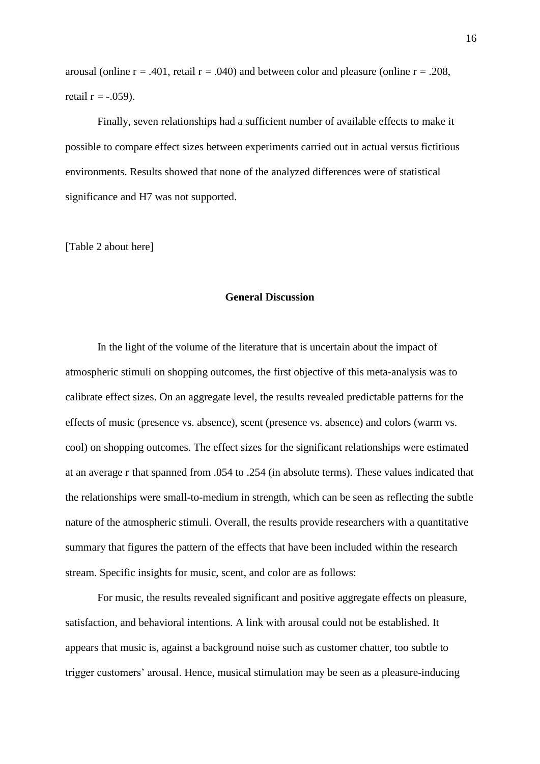arousal (online $r = .401$, retail $r = .040$) and between color and pleasure (online $r = .208$, retail $r = -.059$).

Finally, seven relationships had a sufficient number of available effects to make it possible to compare effect sizes between experiments carried out in actual versus fictitious environments. Results showed that none of the analyzed differences were of statistical significance and H7 was not supported.

[Table 2 about here]

## General Discussion

In the light of the volume of the literature that is uncertain about the impact of atmospheric stimuli on shopping outcomes, the first objective of this meta-analysis was to calibrate effect sizes. On an aggregate level, the results revealed predictable patterns for the effects of music (presence vs. absence), scent (presence vs. absence) and colors (warm vs. cool) on shopping outcomes. The effect sizes for the significant relationships were estimated at an average r that spanned from .054 to .254 (in absolute terms). These values indicated that the relationships were small-to-medium in strength, which can be seen as reflecting the subtle nature of the atmospheric stimuli. Overall, the results provide researchers with a quantitative summary that figures the pattern of the effects that have been included within the research stream. Specific insights for music, scent, and color are as follows:

For music, the results revealed significant and positive aggregate effects on pleasure, satisfaction, and behavioral intentions. A link with arousal could not be established. It appears that music is, against a background noise such as customer chatter, too subtle to trigger customers' arousal. Hence, musical stimulation may be seen as a pleasure-inducing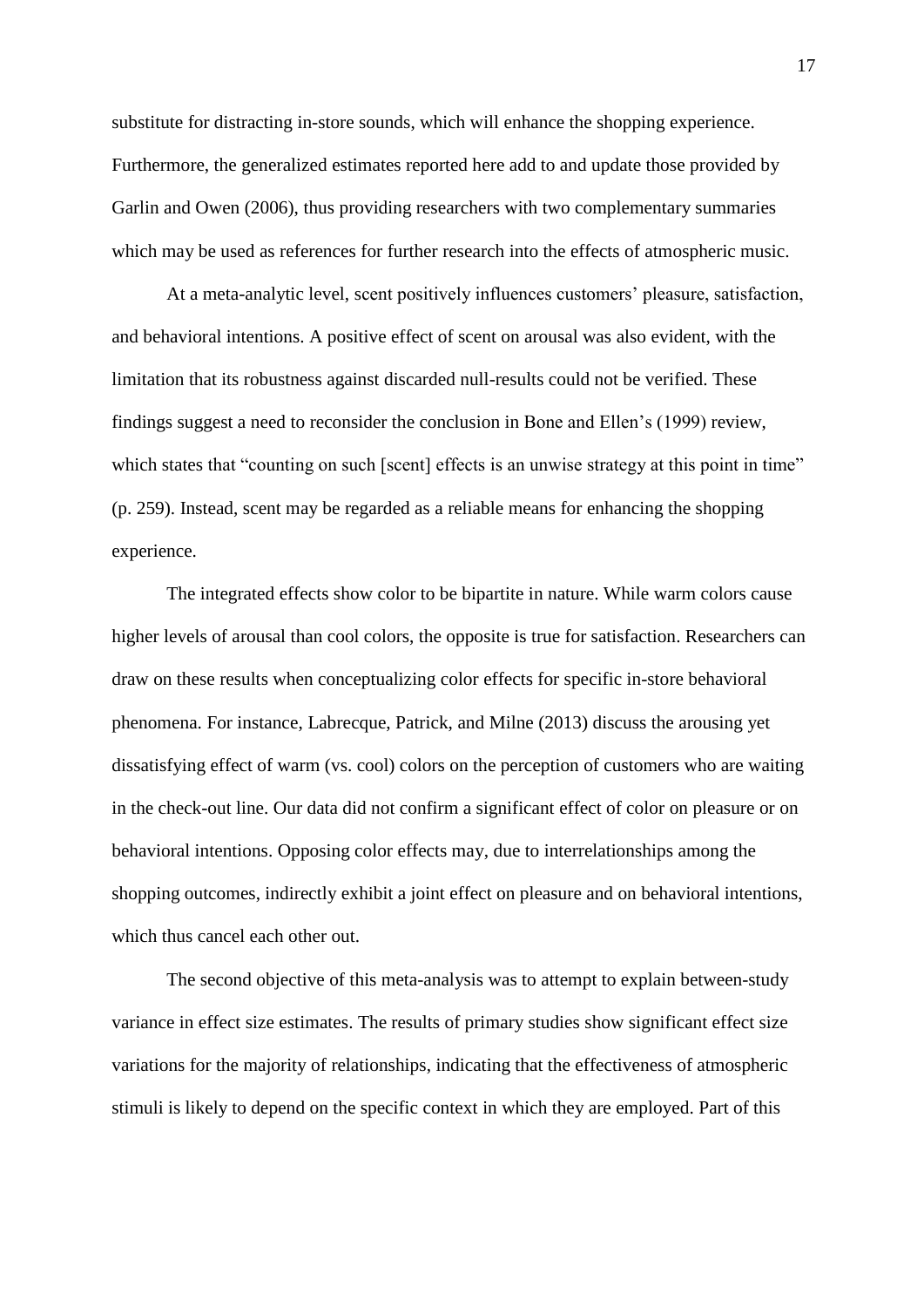substitute for distracting in-store sounds, which will enhance the shopping experience. Furthermore, the generalized estimates reported here add to and update those provided by Garlin and Owen (2006), thus providing researchers with two complementary summaries which may be used as references for further research into the effects of atmospheric music.

At a meta-analytic level, scent positively influences customers' pleasure, satisfaction, and behavioral intentions. A positive effect of scent on arousal was also evident, with the limitation that its robustness against discarded null-results could not be verified. These findings suggest a need to reconsider the conclusion in Bone and Ellen's (1999) review, which states that "counting on such [scent] effects is an unwise strategy at this point in time" (p. 259). Instead, scent may be regarded as a reliable means for enhancing the shopping experience.

The integrated effects show color to be bipartite in nature. While warm colors cause higher levels of arousal than cool colors, the opposite is true for satisfaction. Researchers can draw on these results when conceptualizing color effects for specific in-store behavioral phenomena. For instance, Labrecque, Patrick, and Milne (2013) discuss the arousing yet dissatisfying effect of warm (vs. cool) colors on the perception of customers who are waiting in the check-out line. Our data did not confirm a significant effect of color on pleasure or on behavioral intentions. Opposing color effects may, due to interrelationships among the shopping outcomes, indirectly exhibit a joint effect on pleasure and on behavioral intentions, which thus cancel each other out.

The second objective of this meta-analysis was to attempt to explain between-study variance in effect size estimates. The results of primary studies show significant effect size variations for the majority of relationships, indicating that the effectiveness of atmospheric stimuli is likely to depend on the specific context in which they are employed. Part of this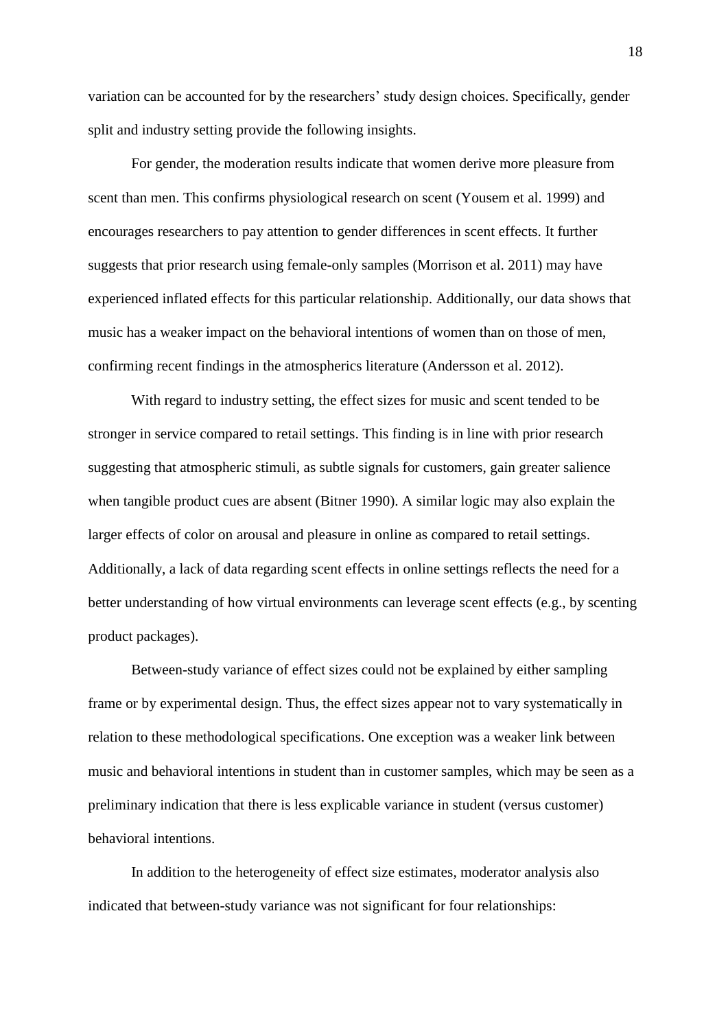variation can be accounted for by the researchers' study design choices. Specifically, gender split and industry setting provide the following insights.

For gender, the moderation results indicate that women derive more pleasure from scent than men. This confirms physiological research on scent (Yousem et al. 1999) and encourages researchers to pay attention to gender differences in scent effects. It further suggests that prior research using female-only samples (Morrison et al. 2011) may have experienced inflated effects for this particular relationship. Additionally, our data shows that music has a weaker impact on the behavioral intentions of women than on those of men, confirming recent findings in the atmospherics literature (Andersson et al. 2012).

With regard to industry setting, the effect sizes for music and scent tended to be stronger in service compared to retail settings. This finding is in line with prior research suggesting that atmospheric stimuli, as subtle signals for customers, gain greater salience when tangible product cues are absent (Bitner 1990). A similar logic may also explain the larger effects of color on arousal and pleasure in online as compared to retail settings. Additionally, a lack of data regarding scent effects in online settings reflects the need for a better understanding of how virtual environments can leverage scent effects (e.g., by scenting product packages).

Between-study variance of effect sizes could not be explained by either sampling frame or by experimental design. Thus, the effect sizes appear not to vary systematically in relation to these methodological specifications. One exception was a weaker link between music and behavioral intentions in student than in customer samples, which may be seen as a preliminary indication that there is less explicable variance in student (versus customer) behavioral intentions.

In addition to the heterogeneity of effect size estimates, moderator analysis also indicated that between-study variance was not significant for four relationships: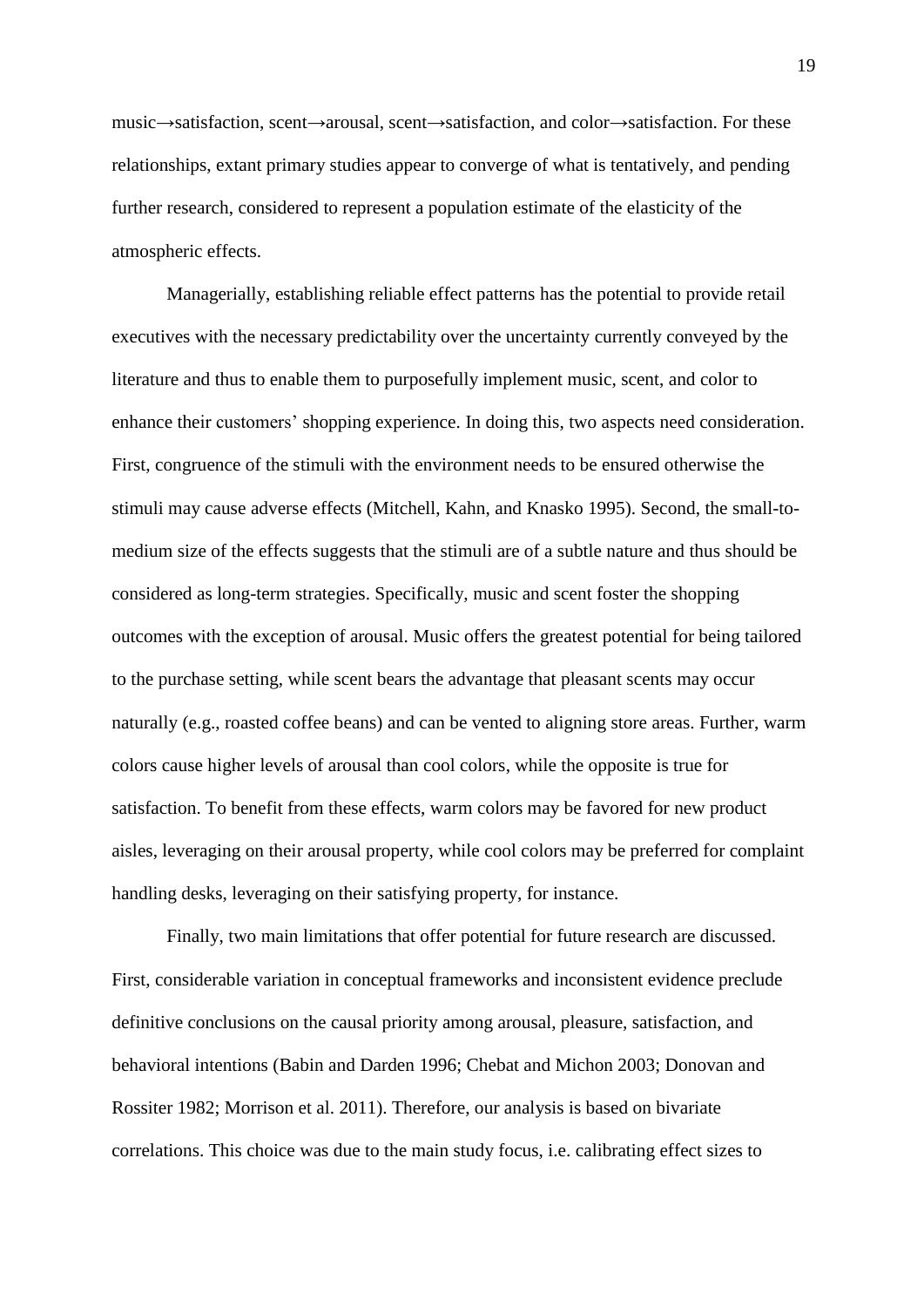music→satisfaction, scent→arousal, scent→satisfaction, and color→satisfaction. For these relationships, extant primary studies appear to converge of what is tentatively, and pending further research, considered to represent a population estimate of the elasticity of the atmospheric effects.

Managerially, establishing reliable effect patterns has the potential to provide retail executives with the necessary predictability over the uncertainty currently conveyed by the literature and thus to enable them to purposefully implement music, scent, and color to enhance their customers' shopping experience. In doing this, two aspects need consideration. First, congruence of the stimuli with the environment needs to be ensured otherwise the stimuli may cause adverse effects (Mitchell, Kahn, and Knasko 1995). Second, the small-to-medium size of the effects suggests that the stimuli are of a subtle nature and thus should be considered as long-term strategies. Specifically, music and scent foster the shopping outcomes with the exception of arousal. Music offers the greatest potential for being tailored to the purchase setting, while scent bears the advantage that pleasant scents may occur naturally (e.g., roasted coffee beans) and can be vented to aligning store areas. Further, warm colors cause higher levels of arousal than cool colors, while the opposite is true for satisfaction. To benefit from these effects, warm colors may be favored for new product aisles, leveraging on their arousal property, while cool colors may be preferred for complaint handling desks, leveraging on their satisfying property, for instance.

Finally, two main limitations that offer potential for future research are discussed. First, considerable variation in conceptual frameworks and inconsistent evidence preclude definitive conclusions on the causal priority among arousal, pleasure, satisfaction, and behavioral intentions (Babin and Darden 1996; Chebat and Michon 2003; Donovan and Rossiter 1982; Morrison et al. 2011). Therefore, our analysis is based on bivariate correlations. This choice was due to the main study focus, i.e. calibrating effect sizes to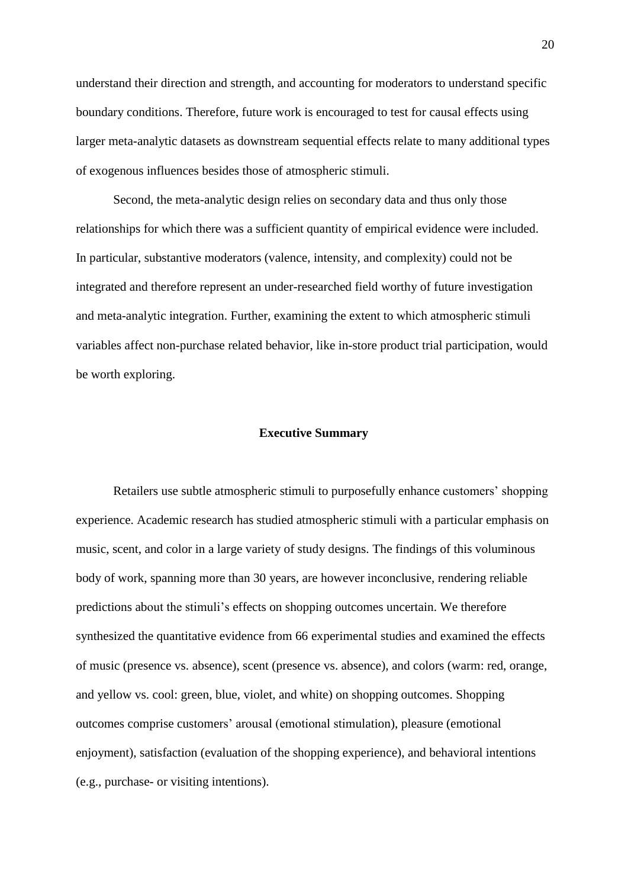understand their direction and strength, and accounting for moderators to understand specific boundary conditions. Therefore, future work is encouraged to test for causal effects using larger meta-analytic datasets as downstream sequential effects relate to many additional types of exogenous influences besides those of atmospheric stimuli.

Second, the meta-analytic design relies on secondary data and thus only those relationships for which there was a sufficient quantity of empirical evidence were included. In particular, substantive moderators (valence, intensity, and complexity) could not be integrated and therefore represent an under-researched field worthy of future investigation and meta-analytic integration. Further, examining the extent to which atmospheric stimuli variables affect non-purchase related behavior, like in-store product trial participation, would be worth exploring.

## Executive Summary

Retailers use subtle atmospheric stimuli to purposefully enhance customers' shopping experience. Academic research has studied atmospheric stimuli with a particular emphasis on music, scent, and color in a large variety of study designs. The findings of this voluminous body of work, spanning more than 30 years, are however inconclusive, rendering reliable predictions about the stimuli's effects on shopping outcomes uncertain. We therefore synthesized the quantitative evidence from 66 experimental studies and examined the effects of music (presence vs. absence), scent (presence vs. absence), and colors (warm: red, orange, and yellow vs. cool: green, blue, violet, and white) on shopping outcomes. Shopping outcomes comprise customers' arousal (emotional stimulation), pleasure (emotional enjoyment), satisfaction (evaluation of the shopping experience), and behavioral intentions (e.g., purchase- or visiting intentions).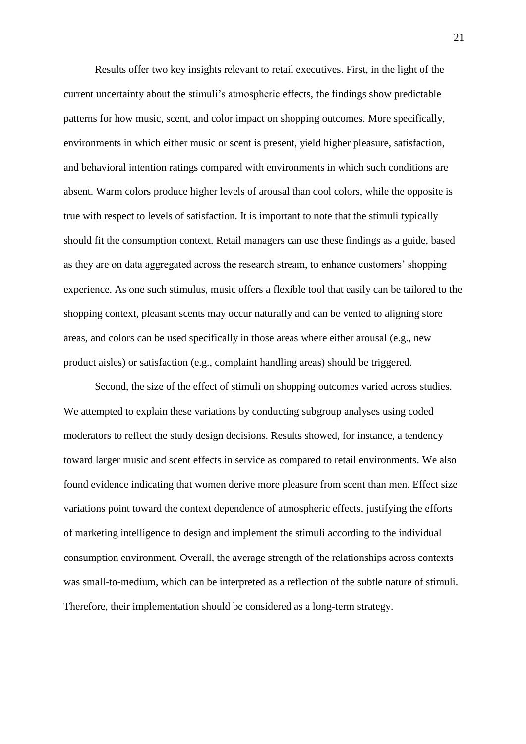Results offer two key insights relevant to retail executives. First, in the light of the current uncertainty about the stimuli's atmospheric effects, the findings show predictable patterns for how music, scent, and color impact on shopping outcomes. More specifically, environments in which either music or scent is present, yield higher pleasure, satisfaction, and behavioral intention ratings compared with environments in which such conditions are absent. Warm colors produce higher levels of arousal than cool colors, while the opposite is true with respect to levels of satisfaction. It is important to note that the stimuli typically should fit the consumption context. Retail managers can use these findings as a guide, based as they are on data aggregated across the research stream, to enhance customers' shopping experience. As one such stimulus, music offers a flexible tool that easily can be tailored to the shopping context, pleasant scents may occur naturally and can be vented to aligning store areas, and colors can be used specifically in those areas where either arousal (e.g., new product aisles) or satisfaction (e.g., complaint handling areas) should be triggered.

Second, the size of the effect of stimuli on shopping outcomes varied across studies. We attempted to explain these variations by conducting subgroup analyses using coded moderators to reflect the study design decisions. Results showed, for instance, a tendency toward larger music and scent effects in service as compared to retail environments. We also found evidence indicating that women derive more pleasure from scent than men. Effect size variations point toward the context dependence of atmospheric effects, justifying the efforts of marketing intelligence to design and implement the stimuli according to the individual consumption environment. Overall, the average strength of the relationships across contexts was small-to-medium, which can be interpreted as a reflection of the subtle nature of stimuli. Therefore, their implementation should be considered as a long-term strategy.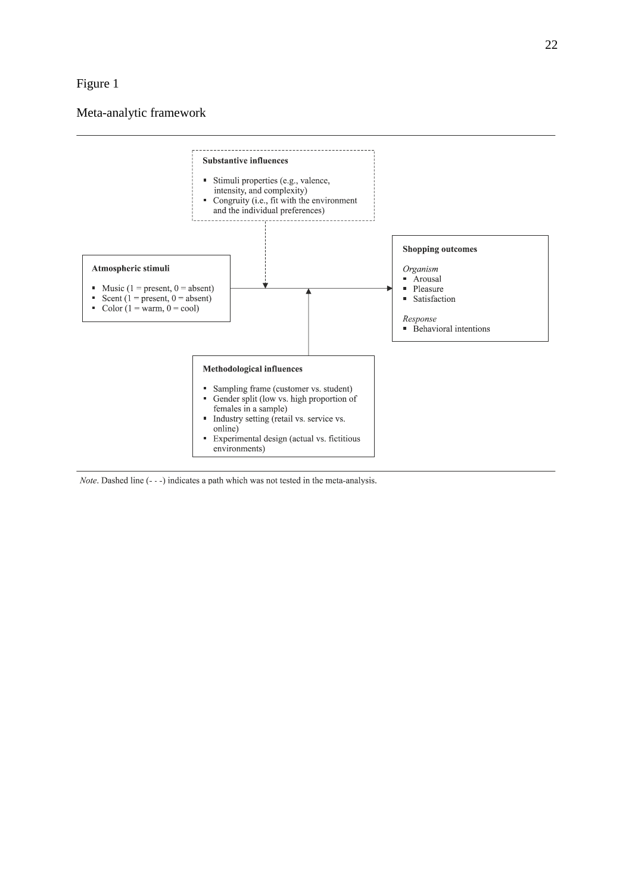Figure 1

Meta-analytic framework

**Substantive influences**

- Stimuli properties (e.g., valence, intensity, and complexity)
- Congruity (i.e., fit with the environment and the individual preferences)

**Atmospheric stimuli**

- Music (1 = present, 0 = absent)
- Scent (1 = present, 0 = absent)
- Color (1 = warm, 0 = cool)

**Shopping outcomes**

*Organism*

- Arousal
- Pleasure
- Satisfaction

*Response*

- Behavioral intentions

**Methodological influences**

- Sampling frame (customer vs. student)
- Gender split (low vs. high proportion of females in a sample)
- Industry setting (retail vs. service vs. online)
- Experimental design (actual vs. fictitious environments)

*Note*. Dashed line (- - -) indicates a path which was not tested in the meta-analysis.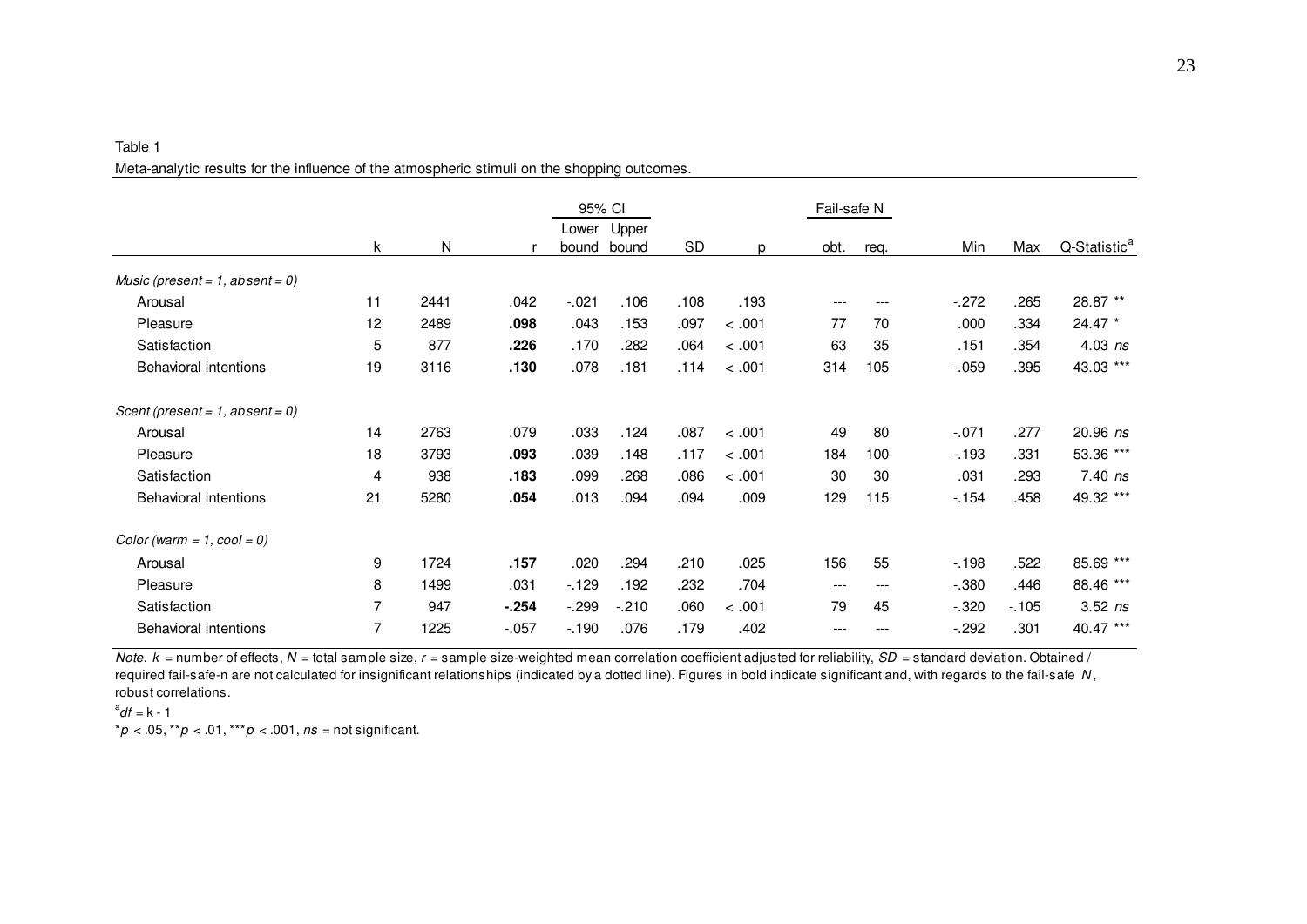Table 1

Meta-analytic results for the influence of the atmospheric stimuli on the shopping outcomes.

| | k | N | r | 95% CI | | SD | p | Fail-safe N | | Min | Max | Q-Statistic[a] |
|---|---|---|---|---|---|---|---|---|---|---|---|---|
| | | | | Lower bound | Upper bound | | | obt. | req. | | | |
| *Music (present = 1, absent = 0)* | | | | | | | | | | | | |
| Arousal | 11 | 2441 | .042 | -.021 | .106 | .108 | .193 | --- | --- | -.272 | .265 | 28.87 ** |
| Pleasure | 12 | 2489 | **.098** | .043 | .153 | .097 | < .001 | 77 | 70 | .000 | .334 | 24.47 * |
| Satisfaction | 5 | 877 | **.226** | .170 | .282 | .064 | < .001 | 63 | 35 | .151 | .354 | 4.03 *ns* |
| Behavioral intentions | 19 | 3116 | **.130** | .078 | .181 | .114 | < .001 | 314 | 105 | -.059 | .395 | 43.03 *** |
| *Scent (present = 1, absent = 0)* | | | | | | | | | | | | |
| Arousal | 14 | 2763 | .079 | .033 | .124 | .087 | < .001 | 49 | 80 | -.071 | .277 | 20.96 *ns* |
| Pleasure | 18 | 3793 | **.093** | .039 | .148 | .117 | < .001 | 184 | 100 | -.193 | .331 | 53.36 *** |
| Satisfaction | 4 | 938 | **.183** | .099 | .268 | .086 | < .001 | 30 | 30 | .031 | .293 | 7.40 *ns* |
| Behavioral intentions | 21 | 5280 | **.054** | .013 | .094 | .094 | .009 | 129 | 115 | -.154 | .458 | 49.32 *** |
| *Color (warm = 1, cool = 0)* | | | | | | | | | | | | |
| Arousal | 9 | 1724 | **.157** | .020 | .294 | .210 | .025 | 156 | 55 | -.198 | .522 | 85.69 *** |
| Pleasure | 8 | 1499 | .031 | -.129 | .192 | .232 | .704 | --- | --- | -.380 | .446 | 88.46 *** |
| Satisfaction | 7 | 947 | **-.254** | -.299 | -.210 | .060 | < .001 | 79 | 45 | -.320 | -.105 | 3.52 *ns* |
| Behavioral intentions | 7 | 1225 | -.057 | -.190 | .076 | .179 | .402 | --- | --- | -.292 | .301 | 40.47 *** |

*Note.* $k$ = number of effects, $N$ = total sample size, $r$ = sample size-weighted mean correlation coefficient adjusted for reliability, $SD$ = standard deviation. Obtained / required fail-safe-n are not calculated for insignificant relationships (indicated by a dotted line). Figures in bold indicate significant and, with regards to the fail-safe $N$, robust correlations.

[a] $df = k - 1$

$^{*}p < .05$, $^{**}p < .01$, $^{***}p < .001$, *ns* = not significant.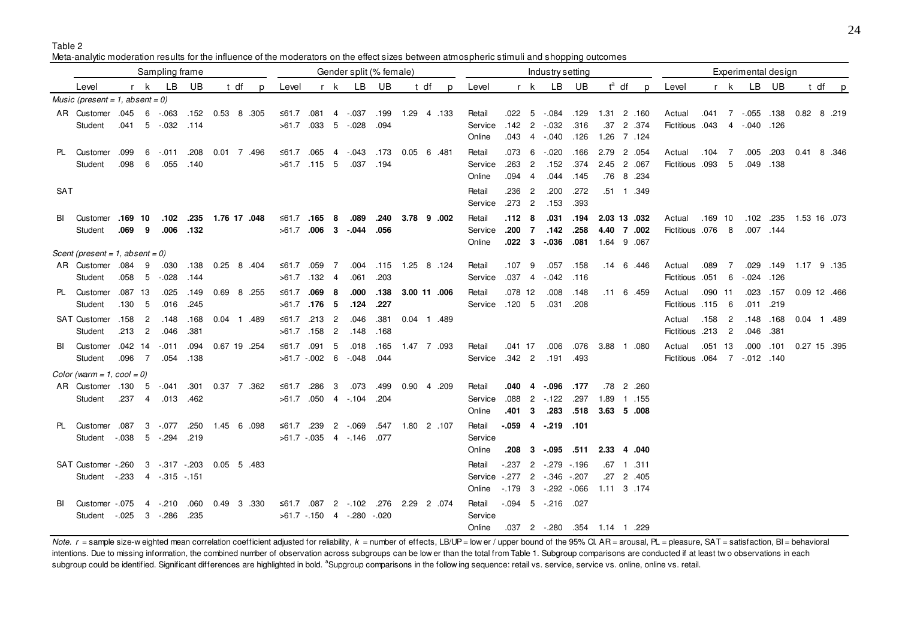Table 2

Meta-analytic moderation results for the influence of the moderators on the effect sizes between atmospheric stimuli and shopping outcomes

| | Sampling frame | | | | | | | | Gender split (% female) | | | | | | | | Industry setting | | | | | | | | Experimental design | | | | | | | |
|---|---|---|---|---|---|---|---|---|---|---|---|---|---|---|---|---|---|---|---|---|---|---|---|---|---|---|---|---|---|---|---|---|
| | Level | r | k | LB | UB | t | df | p | Level | r | k | LB | UB | t | df | p | Level | r | k | LB | UB | t[a] | df | p | Level | r | k | LB | UB | t | df | p |
| *Music (present = 1, absent = 0)* | | | | | | | | | | | | | | | | | | | | | | | | | | | | | | | | |
| AR | Customer | .045 | 6 | -.063 | .152 | 0.53 | 8 | .305 | ≤61.7 | .081 | 4 | -.037 | .199 | 1.29 | 4 | .133 | Retail | .022 | 5 | -.084 | .129 | 1.31 | 2 | .160 | Actual | .041 | 7 | -.055 | .138 | 0.82 | 8 | .219 |
| | Student | .041 | 5 | -.032 | .114 | | | | >61.7 | .033 | 5 | -.028 | .094 | | | | Service | .142 | 2 | -.032 | .316 | .37 | 2 | .374 | Fictitious | .043 | 4 | -.040 | .126 | | | |
| | | | | | | | | | | | | | | | | | Online | .043 | 4 | -.040 | .126 | 1.26 | 7 | .124 | | | | | | | | |
| PL | Customer | .099 | 6 | -.011 | .208 | 0.01 | 7 | .496 | ≤61.7 | .065 | 4 | -.043 | .173 | 0.05 | 6 | .481 | Retail | .073 | 6 | -.020 | .166 | 2.79 | 2 | .054 | Actual | .104 | 7 | .005 | .203 | 0.41 | 8 | .346 |
| | Student | .098 | 6 | .055 | .140 | | | | >61.7 | .115 | 5 | .037 | .194 | | | | Service | .263 | 2 | .152 | .374 | 2.45 | 2 | .067 | Fictitious | .093 | 5 | .049 | .138 | | | |
| | | | | | | | | | | | | | | | | | Online | .094 | 4 | .044 | .145 | .76 | 8 | .234 | | | | | | | | |
| SAT | | | | | | | | | | | | | | | | | Retail | .236 | 2 | .200 | .272 | .51 | 1 | .349 | | | | | | | | |
| | | | | | | | | | | | | | | | | | Service | .273 | 2 | .153 | .393 | | | | | | | | | | | |
| BI | Customer | **.169** | **10** | **.102** | **.235** | **1.76** | **17** | **.048** | ≤61.7 | **.165** | **8** | **.089** | **.240** | **3.78** | **9** | **.002** | Retail | **.112** | **8** | **.031** | **.194** | **2.03** | **13** | **.032** | Actual | .169 | 10 | .102 | .235 | 1.53 | 16 | .073 |
| | Student | **.069** | **9** | **.006** | **.132** | | | | >61.7 | **.006** | **3** | **-.044** | **.056** | | | | Service | **.200** | **7** | **.142** | **.258** | **4.40** | **7** | **.002** | Fictitious | .076 | 8 | .007 | .144 | | | |
| | | | | | | | | | | | | | | | | | Online | **.022** | **3** | **-.036** | **.081** | 1.64 | 9 | .067 | | | | | | | | |
| *Scent (present = 1, absent = 0)* | | | | | | | | | | | | | | | | | | | | | | | | | | | | | | | | |
| AR | Customer | .084 | 9 | .030 | .138 | 0.25 | 8 | .404 | ≤61.7 | .059 | 7 | .004 | .115 | 1.25 | 8 | .124 | Retail | .107 | 9 | .057 | .158 | .14 | 6 | .446 | Actual | .089 | 7 | .029 | .149 | 1.17 | 9 | .135 |
| | Student | .058 | 5 | -.028 | .144 | | | | >61.7 | .132 | 4 | .061 | .203 | | | | Service | .037 | 4 | -.042 | .116 | | | | Fictitious | .051 | 6 | -.024 | .126 | | | |
| PL | Customer | .087 | 13 | .025 | .149 | 0.69 | 8 | .255 | ≤61.7 | **.069** | **8** | **.000** | **.138** | **3.00** | **11** | **.006** | Retail | .078 | 12 | .008 | .148 | .11 | 6 | .459 | Actual | .090 | 11 | .023 | .157 | 0.09 | 12 | .466 |
| | Student | .130 | 5 | .016 | .245 | | | | >61.7 | **.176** | **5** | **.124** | **.227** | | | | Service | .120 | 5 | .031 | .208 | | | | Fictitious | .115 | 6 | .011 | .219 | | | |
| SAT | Customer | .158 | 2 | .148 | .168 | 0.04 | 1 | .489 | ≤61.7 | .213 | 2 | .046 | .381 | 0.04 | 1 | .489 | | | | | | | | | Actual | .158 | 2 | .148 | .168 | 0.04 | 1 | .489 |
| | Student | .213 | 2 | .046 | .381 | | | | >61.7 | .158 | 2 | .148 | .168 | | | | | | | | | | | | Fictitious | .213 | 2 | .046 | .381 | | | |
| BI | Customer | .042 | 14 | -.011 | .094 | 0.67 | 19 | .254 | ≤61.7 | .091 | 5 | .018 | .165 | 1.47 | 7 | .093 | Retail | .041 | 17 | .006 | .076 | 3.88 | 1 | .080 | Actual | .051 | 13 | .000 | .101 | 0.27 | 15 | .395 |
| | Student | .096 | 7 | .054 | .138 | | | | >61.7 | -.002 | 6 | -.048 | .044 | | | | Service | .342 | 2 | .191 | .493 | | | | Fictitious | .064 | 7 | -.012 | .140 | | | |
| *Color (warm = 1, cool = 0)* | | | | | | | | | | | | | | | | | | | | | | | | | | | | | | | | |
| AR | Customer | .130 | 5 | -.041 | .301 | 0.37 | 7 | .362 | ≤61.7 | .286 | 3 | .073 | .499 | 0.90 | 4 | .209 | Retail | **.040** | **4** | **-.096** | **.177** | .78 | 2 | .260 | | | | | | | | |
| | Student | .237 | 4 | .013 | .462 | | | | >61.7 | .050 | 4 | -.104 | .204 | | | | Service | .088 | 2 | -.122 | .297 | 1.89 | 1 | .155 | | | | | | | | |
| | | | | | | | | | | | | | | | | | Online | **.401** | **3** | **.283** | **.518** | **3.63** | **5** | **.008** | | | | | | | | |
| PL | Customer | .087 | 3 | -.077 | .250 | 1.45 | 6 | .098 | ≤61.7 | .239 | 2 | -.069 | .547 | 1.80 | 2 | .107 | Retail | **-.059** | **4** | **-.219** | **.101** | | | | | | | | | | | |
| | Student | -.038 | 5 | -.294 | .219 | | | | >61.7 | -.035 | 4 | -.146 | .077 | | | | Service | | | | | | | | | | | | | | | |
| | | | | | | | | | | | | | | | | | Online | **.208** | **3** | **-.095** | **.511** | **2.33** | **4** | **.040** | | | | | | | | |
| SAT | Customer | -.260 | 3 | -.317 | -.203 | 0.05 | 5 | .483 | | | | | | | | | Retail | -.237 | 2 | -.279 | -.196 | .67 | 1 | .311 | | | | | | | | |
| | Student | -.233 | 4 | -.315 | -.151 | | | | | | | | | | | | Service | -.277 | 2 | -.346 | -.207 | .27 | 2 | .405 | | | | | | | | |
| | | | | | | | | | | | | | | | | | Online | -.179 | 3 | -.292 | -.066 | 1.11 | 3 | .174 | | | | | | | | |
| BI | Customer | -.075 | 4 | -.210 | .060 | 0.49 | 3 | .330 | ≤61.7 | .087 | 2 | -.102 | .276 | 2.29 | 2 | .074 | Retail | -.094 | 5 | -.216 | .027 | | | | | | | | | | | |
| | Student | -.025 | 3 | -.286 | .235 | | | | >61.7 | -.150 | 4 | -.280 | -.020 | | | | Service | | | | | | | | | | | | | | | |
| | | | | | | | | | | | | | | | | | Online | .037 | 2 | -.280 | .354 | 1.14 | 1 | .229 | | | | | | | | |

*Note.* $r$ = sample size-weighted mean correlation coefficient adjusted for reliability, $k$ = number of effects, LB/UP = lower / upper bound of the 95% CI. AR = arousal, PL = pleasure, SAT = satisfaction, BI = behavioral intentions. Due to missing information, the combined number of observation across subgroups can be lower than the total from Table 1. Subgroup comparisons are conducted if at least two observations in each subgroup could be identified. Significant differences are highlighted in bold. [a]Supgroup comparisons in the following sequence: retail vs. service, service vs. online, online vs. retail.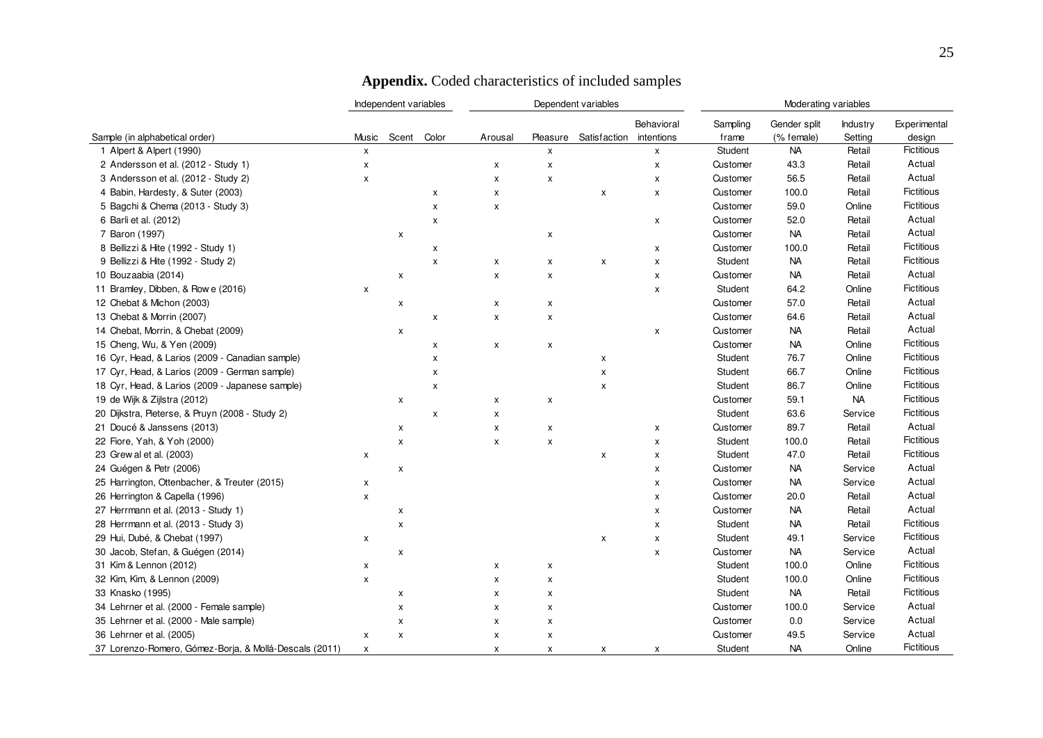**Appendix.** Coded characteristics of included samples

| Sample (in alphabetical order) | Independent variables | | | Dependent variables | | | | Moderating variables | | | |
|---|---|---|---|---|---|---|---|---|---|---|---|
| | Music | Scent | Color | Arousal | Pleasure | Satisfaction | Behavioral intentions | Sampling frame | Gender split (% female) | Industry Setting | Experimental design |
| 1 Alpert & Alpert (1990) | x | | | | x | | x | Student | NA | Retail | Fictitious |
| 2 Andersson et al. (2012 - Study 1) | x | | | x | x | | x | Customer | 43.3 | Retail | Actual |
| 3 Andersson et al. (2012 - Study 2) | x | | | x | x | | x | Customer | 56.5 | Retail | Actual |
| 4 Babin, Hardesty, & Suter (2003) | | | x | x | | x | x | Customer | 100.0 | Retail | Fictitious |
| 5 Bagchi & Chema (2013 - Study 3) | | | x | x | | | | Customer | 59.0 | Online | Fictitious |
| 6 Barli et al. (2012) | | | x | | | | x | Customer | 52.0 | Retail | Actual |
| 7 Baron (1997) | | x | | | x | | | Customer | NA | Retail | Actual |
| 8 Bellizzi & Hite (1992 - Study 1) | | | x | | | | x | Customer | 100.0 | Retail | Fictitious |
| 9 Bellizzi & Hite (1992 - Study 2) | | | x | x | x | x | x | Student | NA | Retail | Fictitious |
| 10 Bouzaabia (2014) | | x | | x | x | | x | Customer | NA | Retail | Actual |
| 11 Bramley, Dibben, & Rowe (2016) | x | | | | | | x | Student | 64.2 | Online | Fictitious |
| 12 Chebat & Michon (2003) | | x | | x | x | | | Customer | 57.0 | Retail | Actual |
| 13 Chebat & Morrin (2007) | | | x | x | x | | | Customer | 64.6 | Retail | Actual |
| 14 Chebat, Morrin, & Chebat (2009) | | x | | | | | x | Customer | NA | Retail | Actual |
| 15 Cheng, Wu, & Yen (2009) | | | x | x | x | | | Customer | NA | Online | Fictitious |
| 16 Cyr, Head, & Larios (2009 - Canadian sample) | | | x | | | x | | Student | 76.7 | Online | Fictitious |
| 17 Cyr, Head, & Larios (2009 - German sample) | | | x | | | x | | Student | 66.7 | Online | Fictitious |
| 18 Cyr, Head, & Larios (2009 - Japanese sample) | | | x | | | x | | Student | 86.7 | Online | Fictitious |
| 19 de Wijk & Zijlstra (2012) | | x | | x | x | | | Customer | 59.1 | NA | Fictitious |
| 20 Dijkstra, Pieterse, & Pruyn (2008 - Study 2) | | | x | x | | | | Student | 63.6 | Service | Fictitious |
| 21 Doucé & Janssens (2013) | | x | | x | x | | x | Customer | 89.7 | Retail | Actual |
| 22 Fiore, Yah, & Yoh (2000) | | x | | x | x | | x | Student | 100.0 | Retail | Fictitious |
| 23 Grewal et al. (2003) | x | | | | | x | x | Student | 47.0 | Retail | Fictitious |
| 24 Guégen & Petr (2006) | | x | | | | | x | Customer | NA | Service | Actual |
| 25 Harrington, Ottenbacher, & Treuter (2015) | x | | | | | | x | Customer | NA | Service | Actual |
| 26 Herrington & Capella (1996) | x | | | | | | x | Customer | 20.0 | Retail | Actual |
| 27 Herrmann et al. (2013 - Study 1) | | x | | | | | x | Customer | NA | Retail | Actual |
| 28 Herrmann et al. (2013 - Study 3) | | x | | | | | x | Student | NA | Retail | Fictitious |
| 29 Hui, Dubé, & Chebat (1997) | x | | | | | x | x | Student | 49.1 | Service | Fictitious |
| 30 Jacob, Stefan, & Guégen (2014) | | x | | | | | x | Customer | NA | Service | Actual |
| 31 Kim & Lennon (2012) | x | | | x | x | | | Student | 100.0 | Online | Fictitious |
| 32 Kim, Kim, & Lennon (2009) | x | | | x | x | | | Student | 100.0 | Online | Fictitious |
| 33 Knasko (1995) | | x | | x | x | | | Student | NA | Retail | Fictitious |
| 34 Lehrner et al. (2000 - Female sample) | | x | | x | x | | | Customer | 100.0 | Service | Actual |
| 35 Lehrner et al. (2000 - Male sample) | | x | | x | x | | | Customer | 0.0 | Service | Actual |
| 36 Lehrner et al. (2005) | x | x | | x | x | | | Customer | 49.5 | Service | Actual |
| 37 Lorenzo-Romero, Gómez-Borja, & Mollá-Descals (2011) | x | | | x | x | x | x | Student | NA | Online | Fictitious |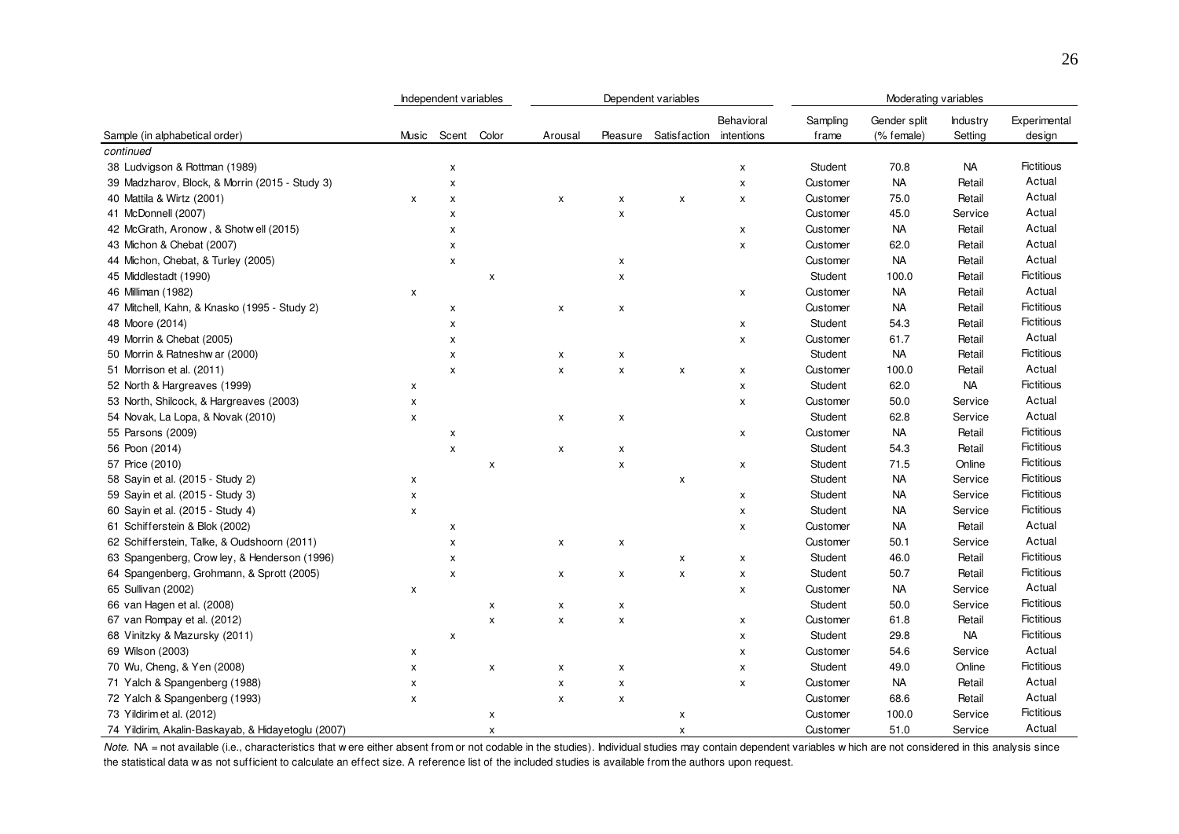| Sample (in alphabetical order) | Independent variables | | | Dependent variables | | | | Moderating variables | | | |
|---|---|---|---|---|---|---|---|---|---|---|---|
| | Music | Scent | Color | Arousal | Pleasure | Satisfaction | Behavioral intentions | Sampling frame | Gender split (% female) | Industry Setting | Experimental design |
| *continued* | | | | | | | | | | | |
| 38 Ludvigson & Rottman (1989) | | x | | | | | x | Student | 70.8 | NA | Fictitious |
| 39 Madzharov, Block, & Morrin (2015 - Study 3) | | x | | | | | x | Customer | NA | Retail | Actual |
| 40 Mattila & Wirtz (2001) | x | x | | x | x | x | x | Customer | 75.0 | Retail | Actual |
| 41 McDonnell (2007) | | x | | | x | | | Customer | 45.0 | Service | Actual |
| 42 McGrath, Aronow, & Shotwell (2015) | | x | | | | | x | Customer | NA | Retail | Actual |
| 43 Michon & Chebat (2007) | | x | | | | | x | Customer | 62.0 | Retail | Actual |
| 44 Michon, Chebat, & Turley (2005) | | x | | | x | | | Customer | NA | Retail | Actual |
| 45 Middlestadt (1990) | | | x | | x | | | Student | 100.0 | Retail | Fictitious |
| 46 Milliman (1982) | x | | | | | | x | Customer | NA | Retail | Actual |
| 47 Mitchell, Kahn, & Knasko (1995 - Study 2) | | x | | x | x | | | Customer | NA | Retail | Fictitious |
| 48 Moore (2014) | | x | | | | | x | Student | 54.3 | Retail | Fictitious |
| 49 Morrin & Chebat (2005) | | x | | | | | x | Customer | 61.7 | Retail | Actual |
| 50 Morrin & Ratneshwar (2000) | | x | | x | x | | | Student | NA | Retail | Fictitious |
| 51 Morrison et al. (2011) | | x | | x | x | x | x | Customer | 100.0 | Retail | Actual |
| 52 North & Hargreaves (1999) | x | | | | | | x | Student | 62.0 | NA | Fictitious |
| 53 North, Shilcock, & Hargreaves (2003) | x | | | | | | x | Customer | 50.0 | Service | Actual |
| 54 Novak, La Lopa, & Novak (2010) | x | | | x | x | | | Student | 62.8 | Service | Actual |
| 55 Parsons (2009) | | x | | | | | x | Customer | NA | Retail | Fictitious |
| 56 Poon (2014) | | x | | x | x | | | Student | 54.3 | Retail | Fictitious |
| 57 Price (2010) | | | x | | x | | x | Student | 71.5 | Online | Fictitious |
| 58 Sayin et al. (2015 - Study 2) | x | | | | | x | | Student | NA | Service | Fictitious |
| 59 Sayin et al. (2015 - Study 3) | x | | | | | | x | Student | NA | Service | Fictitious |
| 60 Sayin et al. (2015 - Study 4) | x | | | | | | x | Student | NA | Service | Fictitious |
| 61 Schifferstein & Blok (2002) | | x | | | | | x | Customer | NA | Retail | Actual |
| 62 Schifferstein, Talke, & Oudshoorn (2011) | | x | | x | x | | | Customer | 50.1 | Service | Actual |
| 63 Spangenberg, Crowley, & Henderson (1996) | | x | | | | x | x | Student | 46.0 | Retail | Fictitious |
| 64 Spangenberg, Grohmann, & Sprott (2005) | | x | | x | x | x | x | Student | 50.7 | Retail | Fictitious |
| 65 Sullivan (2002) | x | | | | | | x | Customer | NA | Service | Actual |
| 66 van Hagen et al. (2008) | | | x | x | x | | | Student | 50.0 | Service | Fictitious |
| 67 van Rompay et al. (2012) | | | x | x | x | | x | Customer | 61.8 | Retail | Fictitious |
| 68 Vinitzky & Mazursky (2011) | | x | | | | | x | Student | 29.8 | NA | Fictitious |
| 69 Wilson (2003) | x | | | | | | x | Customer | 54.6 | Service | Actual |
| 70 Wu, Cheng, & Yen (2008) | x | | x | x | x | | x | Student | 49.0 | Online | Fictitious |
| 71 Yalch & Spangenberg (1988) | x | | | x | x | | x | Customer | NA | Retail | Actual |
| 72 Yalch & Spangenberg (1993) | x | | | x | x | | | Customer | 68.6 | Retail | Actual |
| 73 Yildirim et al. (2012) | | | x | | | x | | Customer | 100.0 | Service | Fictitious |
| 74 Yildirim, Akalin-Baskayab, & Hidayetoglu (2007) | | | x | | | x | | Customer | 51.0 | Service | Actual |

*Note.* NA = not available (i.e., characteristics that were either absent from or not codable in the studies). Individual studies may contain dependent variables which are not considered in this analysis since the statistical data was not sufficient to calculate an effect size. A reference list of the included studies is available from the authors upon request.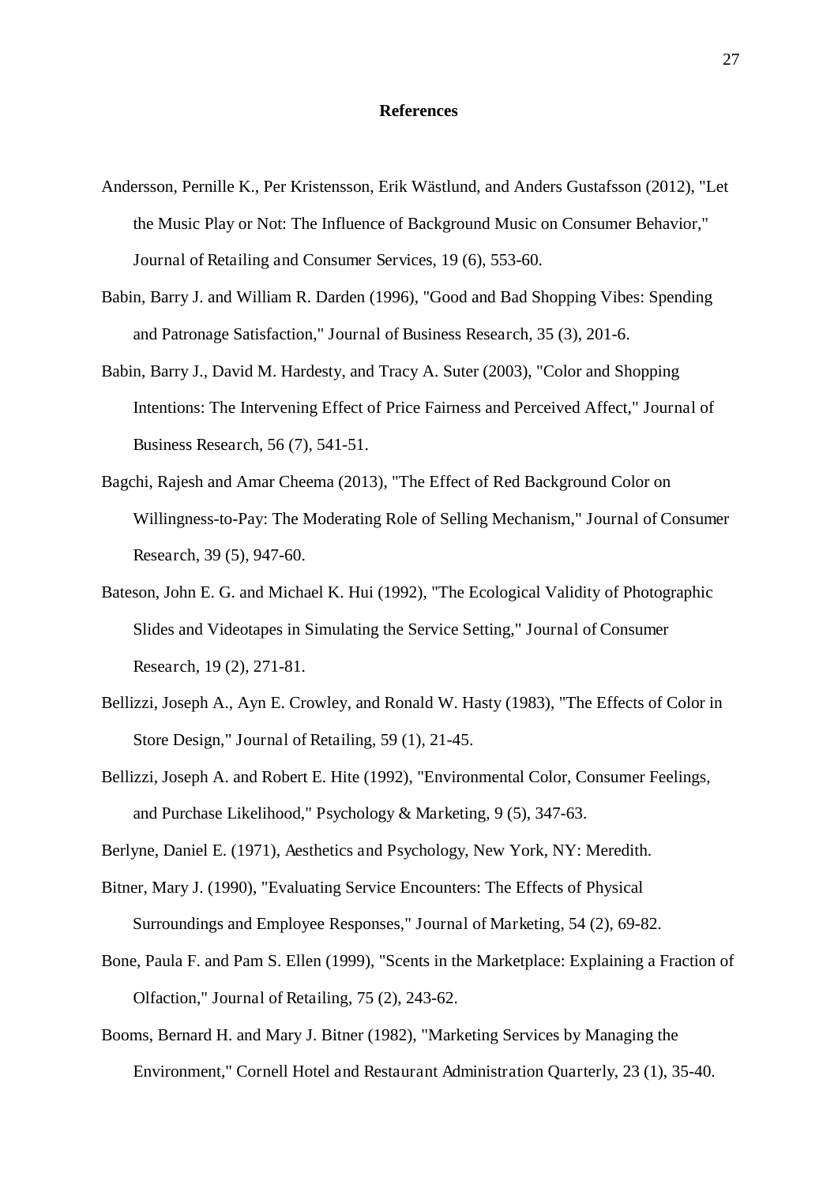# References

Andersson, Pernille K., Per Kristensson, Erik Wästlund, and Anders Gustafsson (2012), "Let the Music Play or Not: The Influence of Background Music on Consumer Behavior," Journal of Retailing and Consumer Services, 19 (6), 553-60.

Babin, Barry J. and William R. Darden (1996), "Good and Bad Shopping Vibes: Spending and Patronage Satisfaction," Journal of Business Research, 35 (3), 201-6.

Babin, Barry J., David M. Hardesty, and Tracy A. Suter (2003), "Color and Shopping Intentions: The Intervening Effect of Price Fairness and Perceived Affect," Journal of Business Research, 56 (7), 541-51.

Bagchi, Rajesh and Amar Cheema (2013), "The Effect of Red Background Color on Willingness-to-Pay: The Moderating Role of Selling Mechanism," Journal of Consumer Research, 39 (5), 947-60.

Bateson, John E. G. and Michael K. Hui (1992), "The Ecological Validity of Photographic Slides and Videotapes in Simulating the Service Setting," Journal of Consumer Research, 19 (2), 271-81.

Bellizzi, Joseph A., Ayn E. Crowley, and Ronald W. Hasty (1983), "The Effects of Color in Store Design," Journal of Retailing, 59 (1), 21-45.

Bellizzi, Joseph A. and Robert E. Hite (1992), "Environmental Color, Consumer Feelings, and Purchase Likelihood," Psychology & Marketing, 9 (5), 347-63.

Berlyne, Daniel E. (1971), Aesthetics and Psychology, New York, NY: Meredith.

Bitner, Mary J. (1990), "Evaluating Service Encounters: The Effects of Physical Surroundings and Employee Responses," Journal of Marketing, 54 (2), 69-82.

Bone, Paula F. and Pam S. Ellen (1999), "Scents in the Marketplace: Explaining a Fraction of Olfaction," Journal of Retailing, 75 (2), 243-62.

Booms, Bernard H. and Mary J. Bitner (1982), "Marketing Services by Managing the Environment," Cornell Hotel and Restaurant Administration Quarterly, 23 (1), 35-40.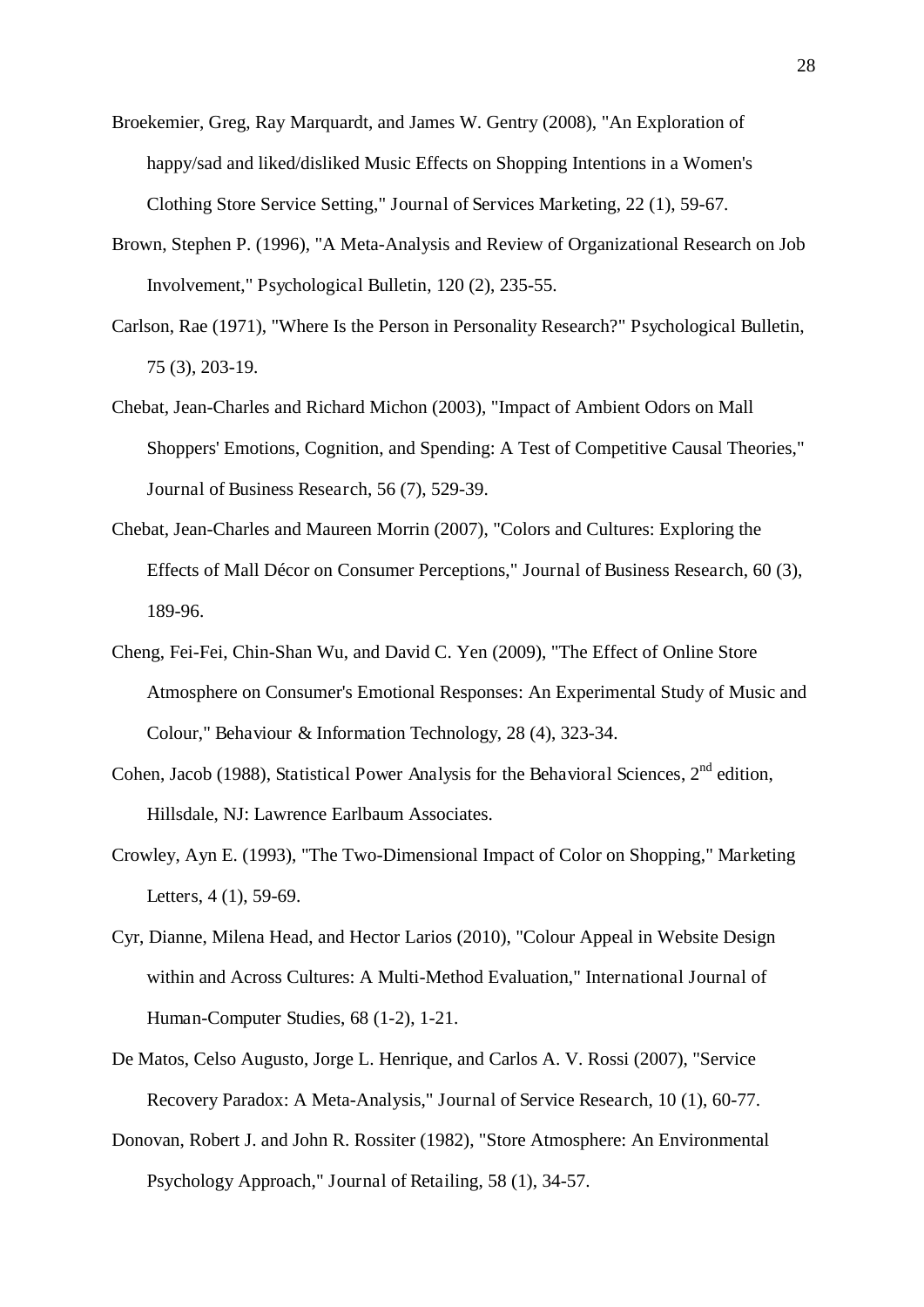Broekemier, Greg, Ray Marquardt, and James W. Gentry (2008), "An Exploration of happy/sad and liked/disliked Music Effects on Shopping Intentions in a Women's Clothing Store Service Setting," *Journal of Services Marketing*, 22 (1), 59-67.

Brown, Stephen P. (1996), "A Meta-Analysis and Review of Organizational Research on Job Involvement," *Psychological Bulletin*, 120 (2), 235-55.

Carlson, Rae (1971), "Where Is the Person in Personality Research?" *Psychological Bulletin*, 75 (3), 203-19.

Chebat, Jean-Charles and Richard Michon (2003), "Impact of Ambient Odors on Mall Shoppers' Emotions, Cognition, and Spending: A Test of Competitive Causal Theories," *Journal of Business Research*, 56 (7), 529-39.

Chebat, Jean-Charles and Maureen Morrin (2007), "Colors and Cultures: Exploring the Effects of Mall Décor on Consumer Perceptions," *Journal of Business Research*, 60 (3), 189-96.

Cheng, Fei-Fei, Chin-Shan Wu, and David C. Yen (2009), "The Effect of Online Store Atmosphere on Consumer's Emotional Responses: An Experimental Study of Music and Colour," *Behaviour & Information Technology*, 28 (4), 323-34.

Cohen, Jacob (1988), *Statistical Power Analysis for the Behavioral Sciences*, 2nd edition, Hillsdale, NJ: Lawrence Earlbaum Associates.

Crowley, Ayn E. (1993), "The Two-Dimensional Impact of Color on Shopping," *Marketing Letters*, 4 (1), 59-69.

Cyr, Dianne, Milena Head, and Hector Larios (2010), "Colour Appeal in Website Design within and Across Cultures: A Multi-Method Evaluation," *International Journal of Human-Computer Studies*, 68 (1-2), 1-21.

De Matos, Celso Augusto, Jorge L. Henrique, and Carlos A. V. Rossi (2007), "Service Recovery Paradox: A Meta-Analysis," *Journal of Service Research*, 10 (1), 60-77.

Donovan, Robert J. and John R. Rossiter (1982), "Store Atmosphere: An Environmental Psychology Approach," *Journal of Retailing*, 58 (1), 34-57.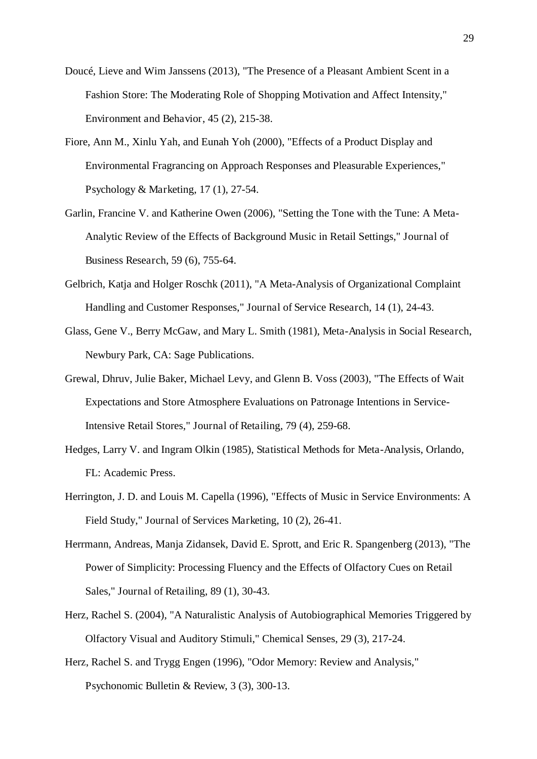Doucé, Lieve and Wim Janssens (2013), "The Presence of a Pleasant Ambient Scent in a Fashion Store: The Moderating Role of Shopping Motivation and Affect Intensity," Environment and Behavior, 45 (2), 215-38.

Fiore, Ann M., Xinlu Yah, and Eunah Yoh (2000), "Effects of a Product Display and Environmental Fragrancing on Approach Responses and Pleasurable Experiences," Psychology & Marketing, 17 (1), 27-54.

Garlin, Francine V. and Katherine Owen (2006), "Setting the Tone with the Tune: A Meta-Analytic Review of the Effects of Background Music in Retail Settings," Journal of Business Research, 59 (6), 755-64.

Gelbrich, Katja and Holger Roschk (2011), "A Meta-Analysis of Organizational Complaint Handling and Customer Responses," Journal of Service Research, 14 (1), 24-43.

Glass, Gene V., Berry McGaw, and Mary L. Smith (1981), Meta-Analysis in Social Research, Newbury Park, CA: Sage Publications.

Grewal, Dhruv, Julie Baker, Michael Levy, and Glenn B. Voss (2003), "The Effects of Wait Expectations and Store Atmosphere Evaluations on Patronage Intentions in Service-Intensive Retail Stores," Journal of Retailing, 79 (4), 259-68.

Hedges, Larry V. and Ingram Olkin (1985), Statistical Methods for Meta-Analysis, Orlando, FL: Academic Press.

Herrington, J. D. and Louis M. Capella (1996), "Effects of Music in Service Environments: A Field Study," Journal of Services Marketing, 10 (2), 26-41.

Herrmann, Andreas, Manja Zidansek, David E. Sprott, and Eric R. Spangenberg (2013), "The Power of Simplicity: Processing Fluency and the Effects of Olfactory Cues on Retail Sales," Journal of Retailing, 89 (1), 30-43.

Herz, Rachel S. (2004), "A Naturalistic Analysis of Autobiographical Memories Triggered by Olfactory Visual and Auditory Stimuli," Chemical Senses, 29 (3), 217-24.

Herz, Rachel S. and Trygg Engen (1996), "Odor Memory: Review and Analysis," Psychonomic Bulletin & Review, 3 (3), 300-13.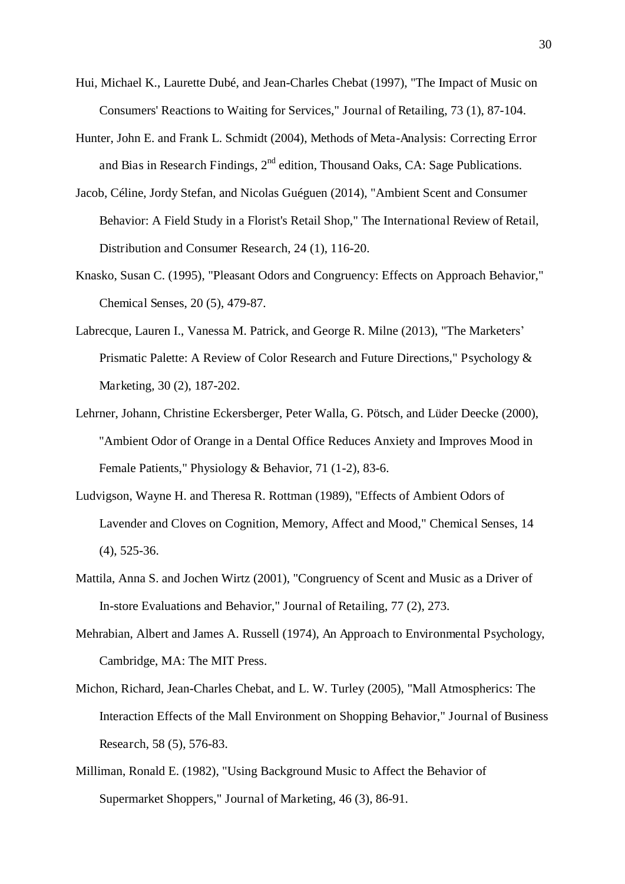Hui, Michael K., Laurette Dubé, and Jean-Charles Chebat (1997), "The Impact of Music on Consumers' Reactions to Waiting for Services," Journal of Retailing, 73 (1), 87-104.

Hunter, John E. and Frank L. Schmidt (2004), Methods of Meta-Analysis: Correcting Error and Bias in Research Findings, 2nd edition, Thousand Oaks, CA: Sage Publications.

Jacob, Céline, Jordy Stefan, and Nicolas Guéguen (2014), "Ambient Scent and Consumer Behavior: A Field Study in a Florist's Retail Shop," The International Review of Retail, Distribution and Consumer Research, 24 (1), 116-20.

Knasko, Susan C. (1995), "Pleasant Odors and Congruency: Effects on Approach Behavior," Chemical Senses, 20 (5), 479-87.

Labrecque, Lauren I., Vanessa M. Patrick, and George R. Milne (2013), "The Marketers' Prismatic Palette: A Review of Color Research and Future Directions," Psychology & Marketing, 30 (2), 187-202.

Lehrner, Johann, Christine Eckersberger, Peter Walla, G. Pötsch, and Lüder Deecke (2000), "Ambient Odor of Orange in a Dental Office Reduces Anxiety and Improves Mood in Female Patients," Physiology & Behavior, 71 (1-2), 83-6.

Ludvigson, Wayne H. and Theresa R. Rottman (1989), "Effects of Ambient Odors of Lavender and Cloves on Cognition, Memory, Affect and Mood," Chemical Senses, 14 (4), 525-36.

Mattila, Anna S. and Jochen Wirtz (2001), "Congruency of Scent and Music as a Driver of In-store Evaluations and Behavior," Journal of Retailing, 77 (2), 273.

Mehrabian, Albert and James A. Russell (1974), An Approach to Environmental Psychology, Cambridge, MA: The MIT Press.

Michon, Richard, Jean-Charles Chebat, and L. W. Turley (2005), "Mall Atmospherics: The Interaction Effects of the Mall Environment on Shopping Behavior," Journal of Business Research, 58 (5), 576-83.

Milliman, Ronald E. (1982), "Using Background Music to Affect the Behavior of Supermarket Shoppers," Journal of Marketing, 46 (3), 86-91.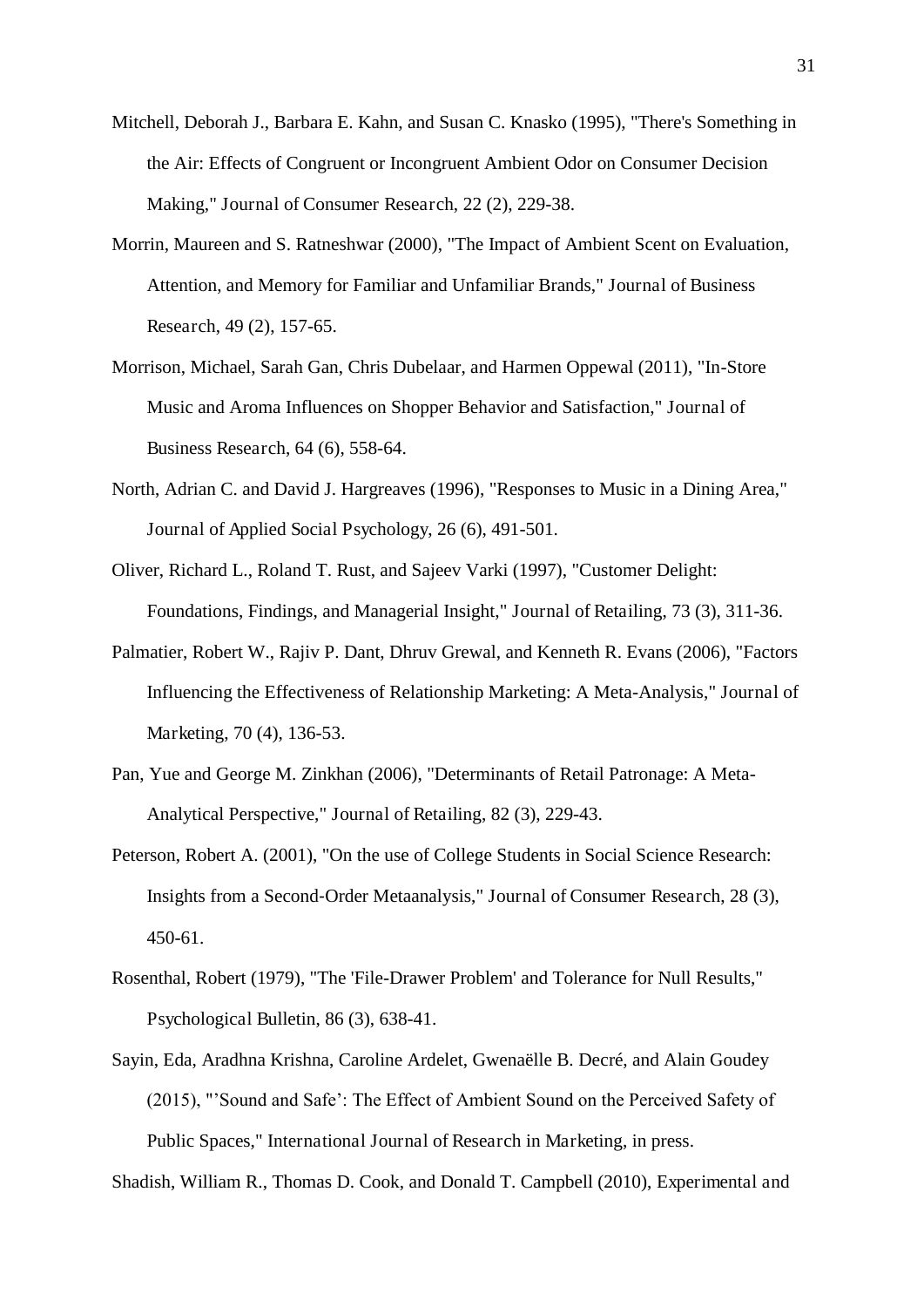Mitchell, Deborah J., Barbara E. Kahn, and Susan C. Knasko (1995), "There's Something in the Air: Effects of Congruent or Incongruent Ambient Odor on Consumer Decision Making," Journal of Consumer Research, 22 (2), 229-38.

Morrin, Maureen and S. Ratneshwar (2000), "The Impact of Ambient Scent on Evaluation, Attention, and Memory for Familiar and Unfamiliar Brands," Journal of Business Research, 49 (2), 157-65.

Morrison, Michael, Sarah Gan, Chris Dubelaar, and Harmen Oppewal (2011), "In-Store Music and Aroma Influences on Shopper Behavior and Satisfaction," Journal of Business Research, 64 (6), 558-64.

North, Adrian C. and David J. Hargreaves (1996), "Responses to Music in a Dining Area," Journal of Applied Social Psychology, 26 (6), 491-501.

Oliver, Richard L., Roland T. Rust, and Sajeev Varki (1997), "Customer Delight: Foundations, Findings, and Managerial Insight," Journal of Retailing, 73 (3), 311-36.

Palmatier, Robert W., Rajiv P. Dant, Dhruv Grewal, and Kenneth R. Evans (2006), "Factors Influencing the Effectiveness of Relationship Marketing: A Meta-Analysis," Journal of Marketing, 70 (4), 136-53.

Pan, Yue and George M. Zinkhan (2006), "Determinants of Retail Patronage: A Meta-Analytical Perspective," Journal of Retailing, 82 (3), 229-43.

Peterson, Robert A. (2001), "On the use of College Students in Social Science Research: Insights from a Second-Order Metaanalysis," Journal of Consumer Research, 28 (3), 450-61.

Rosenthal, Robert (1979), "The 'File-Drawer Problem' and Tolerance for Null Results," Psychological Bulletin, 86 (3), 638-41.

Sayin, Eda, Aradhna Krishna, Caroline Ardelet, Gwenaëlle B. Decré, and Alain Goudey (2015), "'Sound and Safe': The Effect of Ambient Sound on the Perceived Safety of Public Spaces," International Journal of Research in Marketing, in press.

Shadish, William R., Thomas D. Cook, and Donald T. Campbell (2010), Experimental and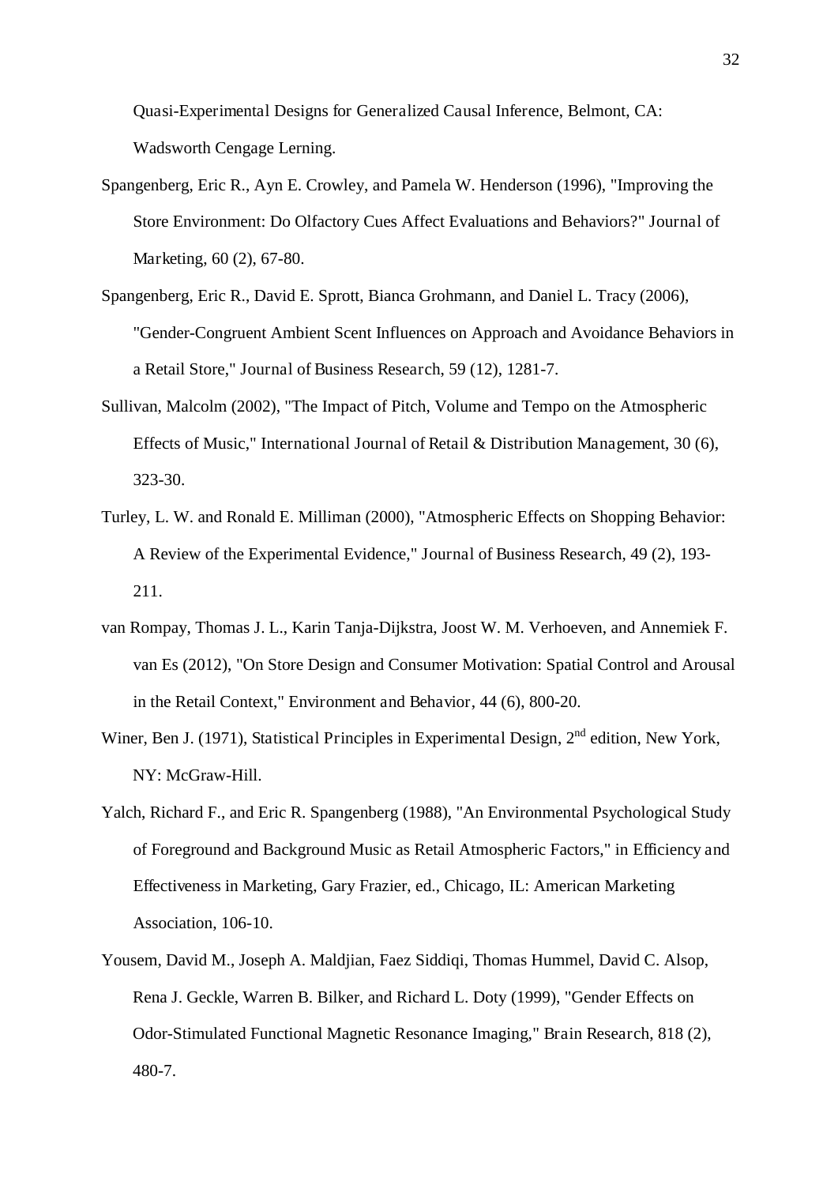Quasi-Experimental Designs for Generalized Causal Inference, Belmont, CA: Wadsworth Cengage Lerning.

Spangenberg, Eric R., Ayn E. Crowley, and Pamela W. Henderson (1996), "Improving the Store Environment: Do Olfactory Cues Affect Evaluations and Behaviors?" Journal of Marketing, 60 (2), 67-80.

Spangenberg, Eric R., David E. Sprott, Bianca Grohmann, and Daniel L. Tracy (2006), "Gender-Congruent Ambient Scent Influences on Approach and Avoidance Behaviors in a Retail Store," Journal of Business Research, 59 (12), 1281-7.

Sullivan, Malcolm (2002), "The Impact of Pitch, Volume and Tempo on the Atmospheric Effects of Music," International Journal of Retail & Distribution Management, 30 (6), 323-30.

Turley, L. W. and Ronald E. Milliman (2000), "Atmospheric Effects on Shopping Behavior: A Review of the Experimental Evidence," Journal of Business Research, 49 (2), 193-211.

van Rompay, Thomas J. L., Karin Tanja-Dijkstra, Joost W. M. Verhoeven, and Annemiek F. van Es (2012), "On Store Design and Consumer Motivation: Spatial Control and Arousal in the Retail Context," Environment and Behavior, 44 (6), 800-20.

Winer, Ben J. (1971), Statistical Principles in Experimental Design, 2nd edition, New York, NY: McGraw-Hill.

Yalch, Richard F., and Eric R. Spangenberg (1988), "An Environmental Psychological Study of Foreground and Background Music as Retail Atmospheric Factors," in Efficiency and Effectiveness in Marketing, Gary Frazier, ed., Chicago, IL: American Marketing Association, 106-10.

Yousem, David M., Joseph A. Maldjian, Faez Siddiqi, Thomas Hummel, David C. Alsop, Rena J. Geckle, Warren B. Bilker, and Richard L. Doty (1999), "Gender Effects on Odor-Stimulated Functional Magnetic Resonance Imaging," Brain Research, 818 (2), 480-7.